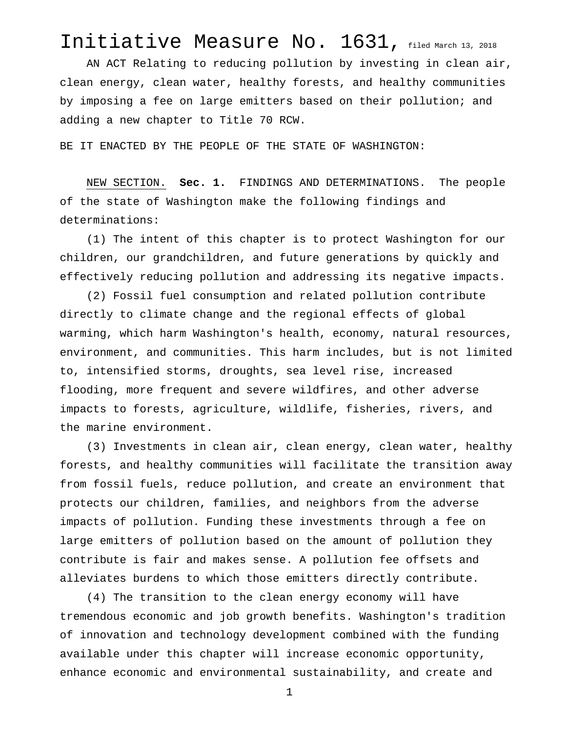# Initiative Measure No. 1631, filed March 13, 2018

AN ACT Relating to reducing pollution by investing in clean air, clean energy, clean water, healthy forests, and healthy communities by imposing a fee on large emitters based on their pollution; and adding a new chapter to Title 70 RCW.

BE IT ENACTED BY THE PEOPLE OF THE STATE OF WASHINGTON:

NEW SECTION. **Sec. 1.** FINDINGS AND DETERMINATIONS. The people of the state of Washington make the following findings and determinations:

(1) The intent of this chapter is to protect Washington for our children, our grandchildren, and future generations by quickly and effectively reducing pollution and addressing its negative impacts.

(2) Fossil fuel consumption and related pollution contribute directly to climate change and the regional effects of global warming, which harm Washington's health, economy, natural resources, environment, and communities. This harm includes, but is not limited to, intensified storms, droughts, sea level rise, increased flooding, more frequent and severe wildfires, and other adverse impacts to forests, agriculture, wildlife, fisheries, rivers, and the marine environment.

(3) Investments in clean air, clean energy, clean water, healthy forests, and healthy communities will facilitate the transition away from fossil fuels, reduce pollution, and create an environment that protects our children, families, and neighbors from the adverse impacts of pollution. Funding these investments through a fee on large emitters of pollution based on the amount of pollution they contribute is fair and makes sense. A pollution fee offsets and alleviates burdens to which those emitters directly contribute.

(4) The transition to the clean energy economy will have tremendous economic and job growth benefits. Washington's tradition of innovation and technology development combined with the funding available under this chapter will increase economic opportunity, enhance economic and environmental sustainability, and create and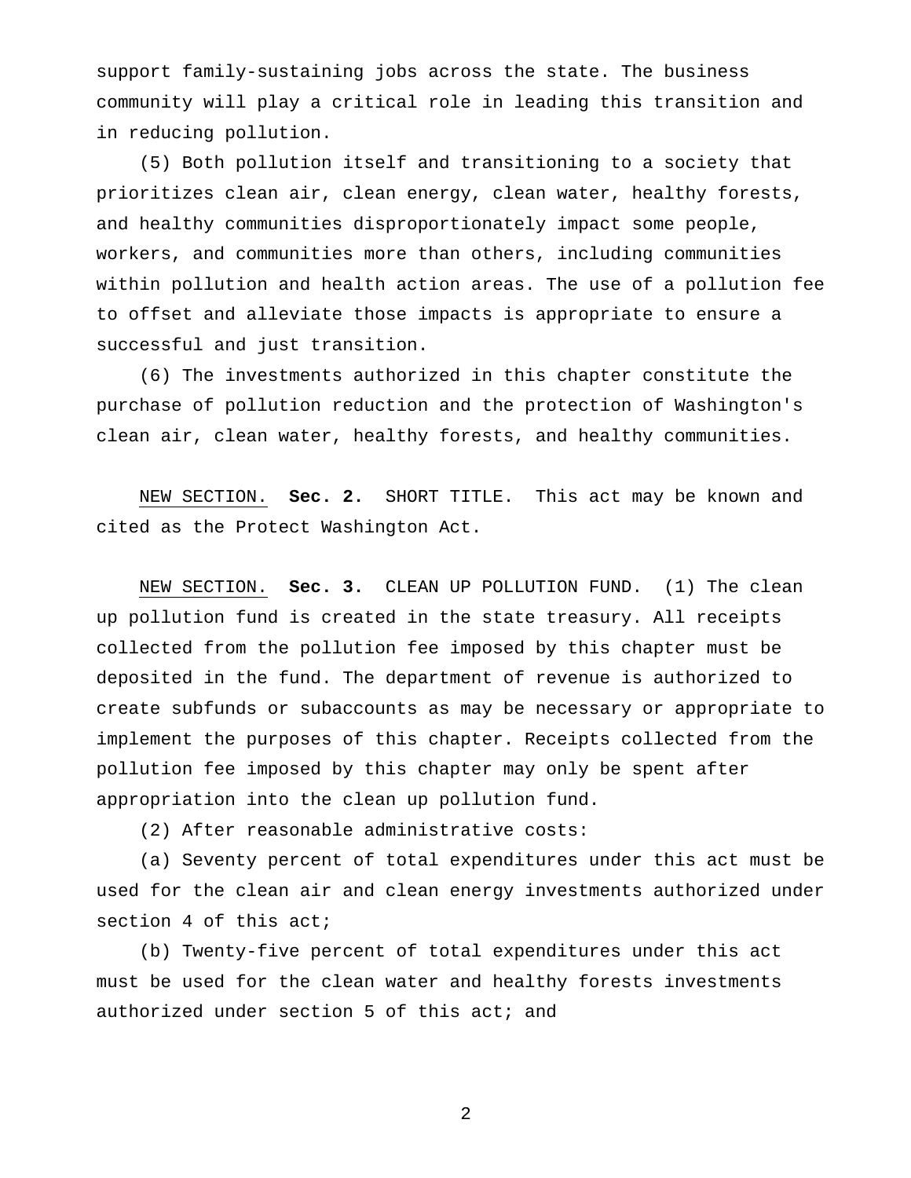support family-sustaining jobs across the state. The business community will play a critical role in leading this transition and in reducing pollution.

(5) Both pollution itself and transitioning to a society that prioritizes clean air, clean energy, clean water, healthy forests, and healthy communities disproportionately impact some people, workers, and communities more than others, including communities within pollution and health action areas. The use of a pollution fee to offset and alleviate those impacts is appropriate to ensure a successful and just transition.

(6) The investments authorized in this chapter constitute the purchase of pollution reduction and the protection of Washington's clean air, clean water, healthy forests, and healthy communities.

NEW SECTION. **Sec. 2.** SHORT TITLE. This act may be known and cited as the Protect Washington Act.

NEW SECTION. **Sec. 3.** CLEAN UP POLLUTION FUND. (1) The clean up pollution fund is created in the state treasury. All receipts collected from the pollution fee imposed by this chapter must be deposited in the fund. The department of revenue is authorized to create subfunds or subaccounts as may be necessary or appropriate to implement the purposes of this chapter. Receipts collected from the pollution fee imposed by this chapter may only be spent after appropriation into the clean up pollution fund.

(2) After reasonable administrative costs:

(a) Seventy percent of total expenditures under this act must be used for the clean air and clean energy investments authorized under section 4 of this act;

(b) Twenty-five percent of total expenditures under this act must be used for the clean water and healthy forests investments authorized under section 5 of this act; and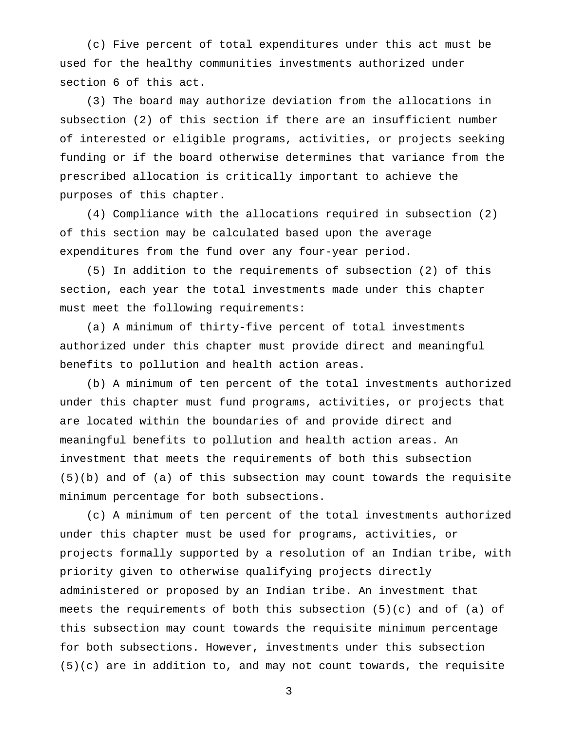(c) Five percent of total expenditures under this act must be used for the healthy communities investments authorized under section 6 of this act.

(3) The board may authorize deviation from the allocations in subsection (2) of this section if there are an insufficient number of interested or eligible programs, activities, or projects seeking funding or if the board otherwise determines that variance from the prescribed allocation is critically important to achieve the purposes of this chapter.

(4) Compliance with the allocations required in subsection (2) of this section may be calculated based upon the average expenditures from the fund over any four-year period.

(5) In addition to the requirements of subsection (2) of this section, each year the total investments made under this chapter must meet the following requirements:

(a) A minimum of thirty-five percent of total investments authorized under this chapter must provide direct and meaningful benefits to pollution and health action areas.

(b) A minimum of ten percent of the total investments authorized under this chapter must fund programs, activities, or projects that are located within the boundaries of and provide direct and meaningful benefits to pollution and health action areas. An investment that meets the requirements of both this subsection (5)(b) and of (a) of this subsection may count towards the requisite minimum percentage for both subsections.

(c) A minimum of ten percent of the total investments authorized under this chapter must be used for programs, activities, or projects formally supported by a resolution of an Indian tribe, with priority given to otherwise qualifying projects directly administered or proposed by an Indian tribe. An investment that meets the requirements of both this subsection (5)(c) and of (a) of this subsection may count towards the requisite minimum percentage for both subsections. However, investments under this subsection (5)(c) are in addition to, and may not count towards, the requisite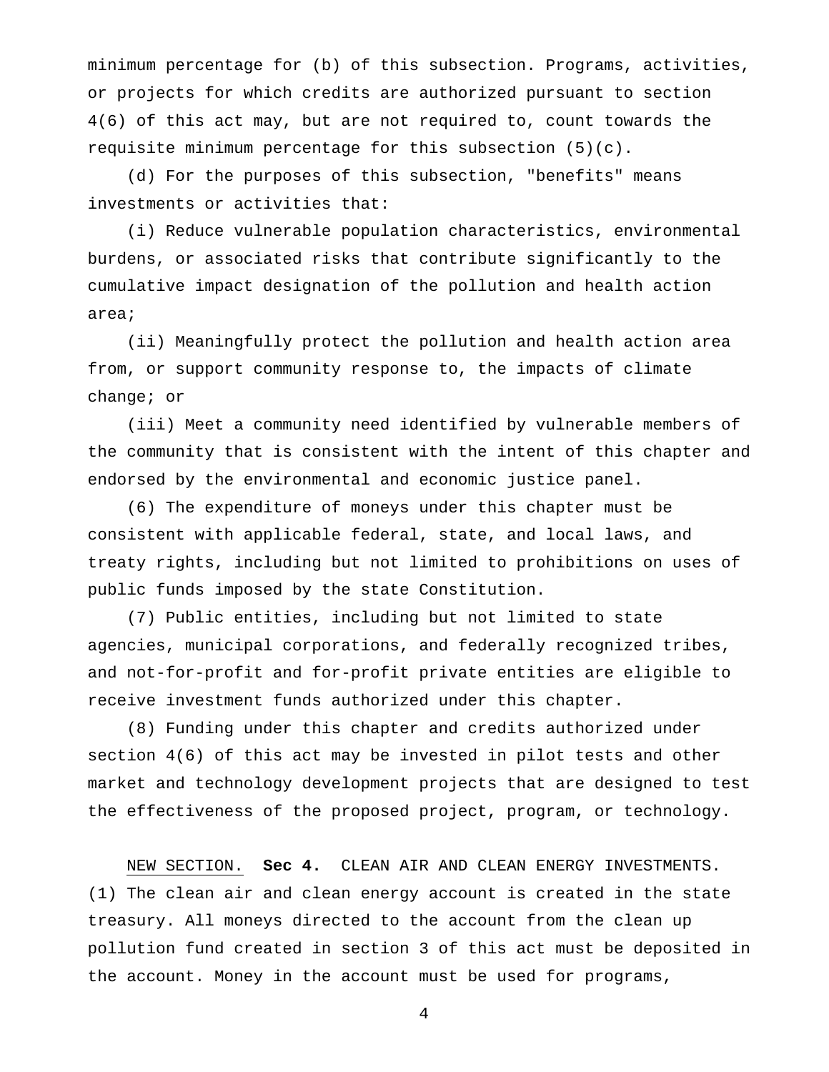minimum percentage for (b) of this subsection. Programs, activities, or projects for which credits are authorized pursuant to section 4(6) of this act may, but are not required to, count towards the requisite minimum percentage for this subsection (5)(c).

(d) For the purposes of this subsection, "benefits" means investments or activities that:

(i) Reduce vulnerable population characteristics, environmental burdens, or associated risks that contribute significantly to the cumulative impact designation of the pollution and health action area;

(ii) Meaningfully protect the pollution and health action area from, or support community response to, the impacts of climate change; or

(iii) Meet a community need identified by vulnerable members of the community that is consistent with the intent of this chapter and endorsed by the environmental and economic justice panel.

(6) The expenditure of moneys under this chapter must be consistent with applicable federal, state, and local laws, and treaty rights, including but not limited to prohibitions on uses of public funds imposed by the state Constitution.

(7) Public entities, including but not limited to state agencies, municipal corporations, and federally recognized tribes, and not-for-profit and for-profit private entities are eligible to receive investment funds authorized under this chapter.

(8) Funding under this chapter and credits authorized under section 4(6) of this act may be invested in pilot tests and other market and technology development projects that are designed to test the effectiveness of the proposed project, program, or technology.

NEW SECTION. **Sec 4.** CLEAN AIR AND CLEAN ENERGY INVESTMENTS. (1) The clean air and clean energy account is created in the state treasury. All moneys directed to the account from the clean up pollution fund created in section 3 of this act must be deposited in the account. Money in the account must be used for programs,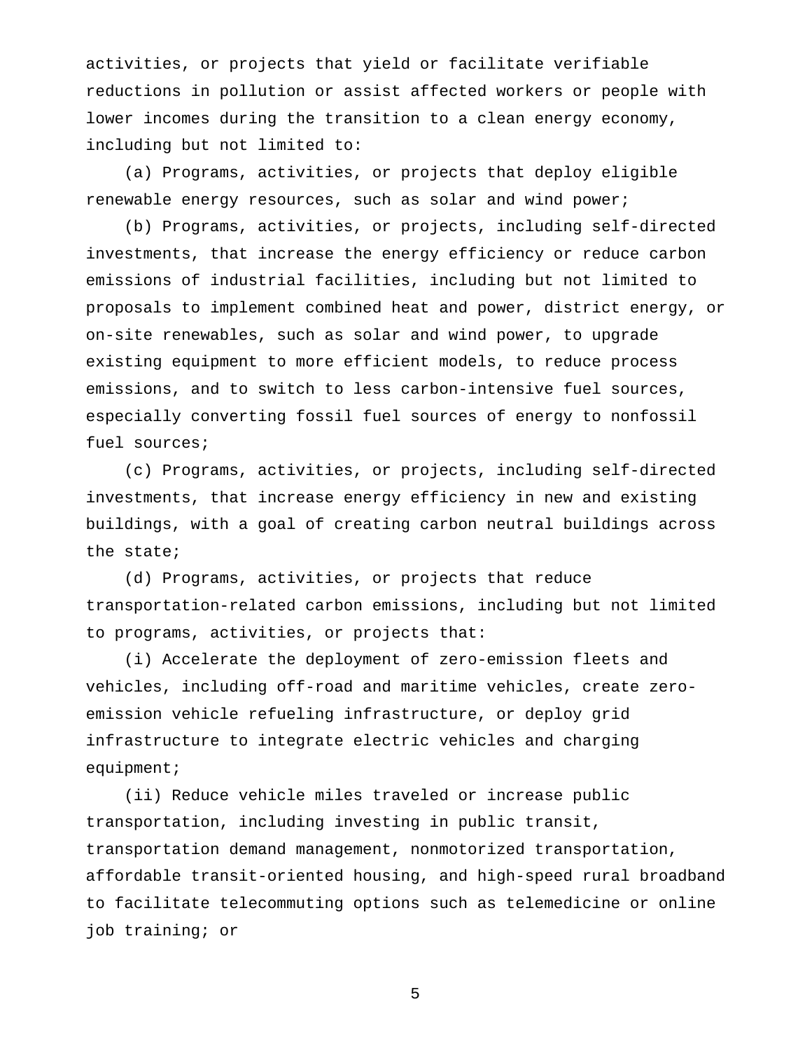activities, or projects that yield or facilitate verifiable reductions in pollution or assist affected workers or people with lower incomes during the transition to a clean energy economy, including but not limited to:

(a) Programs, activities, or projects that deploy eligible renewable energy resources, such as solar and wind power;

(b) Programs, activities, or projects, including self-directed investments, that increase the energy efficiency or reduce carbon emissions of industrial facilities, including but not limited to proposals to implement combined heat and power, district energy, or on-site renewables, such as solar and wind power, to upgrade existing equipment to more efficient models, to reduce process emissions, and to switch to less carbon-intensive fuel sources, especially converting fossil fuel sources of energy to nonfossil fuel sources;

(c) Programs, activities, or projects, including self-directed investments, that increase energy efficiency in new and existing buildings, with a goal of creating carbon neutral buildings across the state;

(d) Programs, activities, or projects that reduce transportation-related carbon emissions, including but not limited to programs, activities, or projects that:

(i) Accelerate the deployment of zero-emission fleets and vehicles, including off-road and maritime vehicles, create zero-emission vehicle refueling infrastructure, or deploy grid infrastructure to integrate electric vehicles and charging equipment;

(ii) Reduce vehicle miles traveled or increase public transportation, including investing in public transit, transportation demand management, nonmotorized transportation, affordable transit-oriented housing, and high-speed rural broadband to facilitate telecommuting options such as telemedicine or online job training; or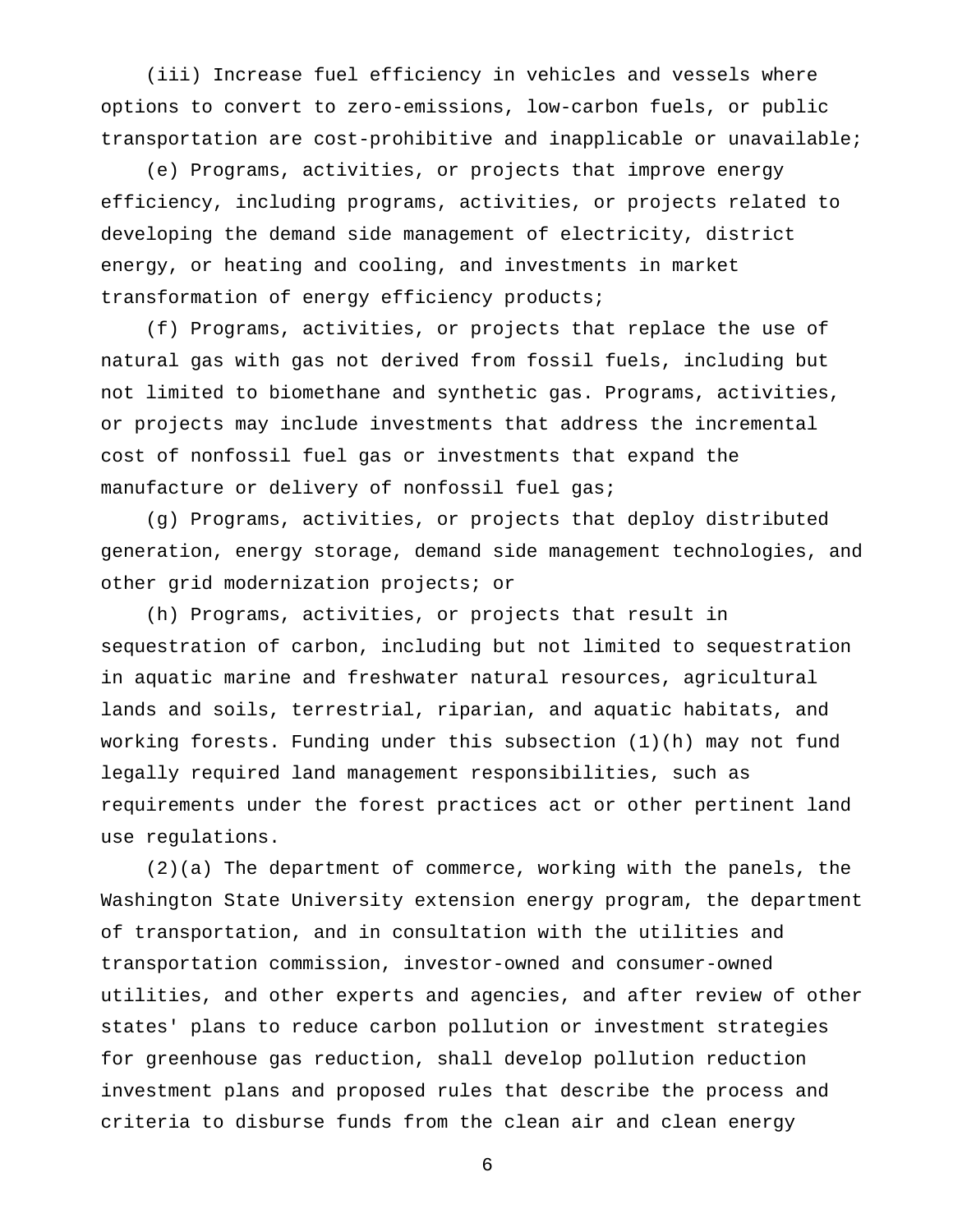(iii) Increase fuel efficiency in vehicles and vessels where options to convert to zero-emissions, low-carbon fuels, or public transportation are cost-prohibitive and inapplicable or unavailable;

(e) Programs, activities, or projects that improve energy efficiency, including programs, activities, or projects related to developing the demand side management of electricity, district energy, or heating and cooling, and investments in market transformation of energy efficiency products;

(f) Programs, activities, or projects that replace the use of natural gas with gas not derived from fossil fuels, including but not limited to biomethane and synthetic gas. Programs, activities, or projects may include investments that address the incremental cost of nonfossil fuel gas or investments that expand the manufacture or delivery of nonfossil fuel gas;

(g) Programs, activities, or projects that deploy distributed generation, energy storage, demand side management technologies, and other grid modernization projects; or

(h) Programs, activities, or projects that result in sequestration of carbon, including but not limited to sequestration in aquatic marine and freshwater natural resources, agricultural lands and soils, terrestrial, riparian, and aquatic habitats, and working forests. Funding under this subsection (1)(h) may not fund legally required land management responsibilities, such as requirements under the forest practices act or other pertinent land use regulations.

(2)(a) The department of commerce, working with the panels, the Washington State University extension energy program, the department of transportation, and in consultation with the utilities and transportation commission, investor-owned and consumer-owned utilities, and other experts and agencies, and after review of other states' plans to reduce carbon pollution or investment strategies for greenhouse gas reduction, shall develop pollution reduction investment plans and proposed rules that describe the process and criteria to disburse funds from the clean air and clean energy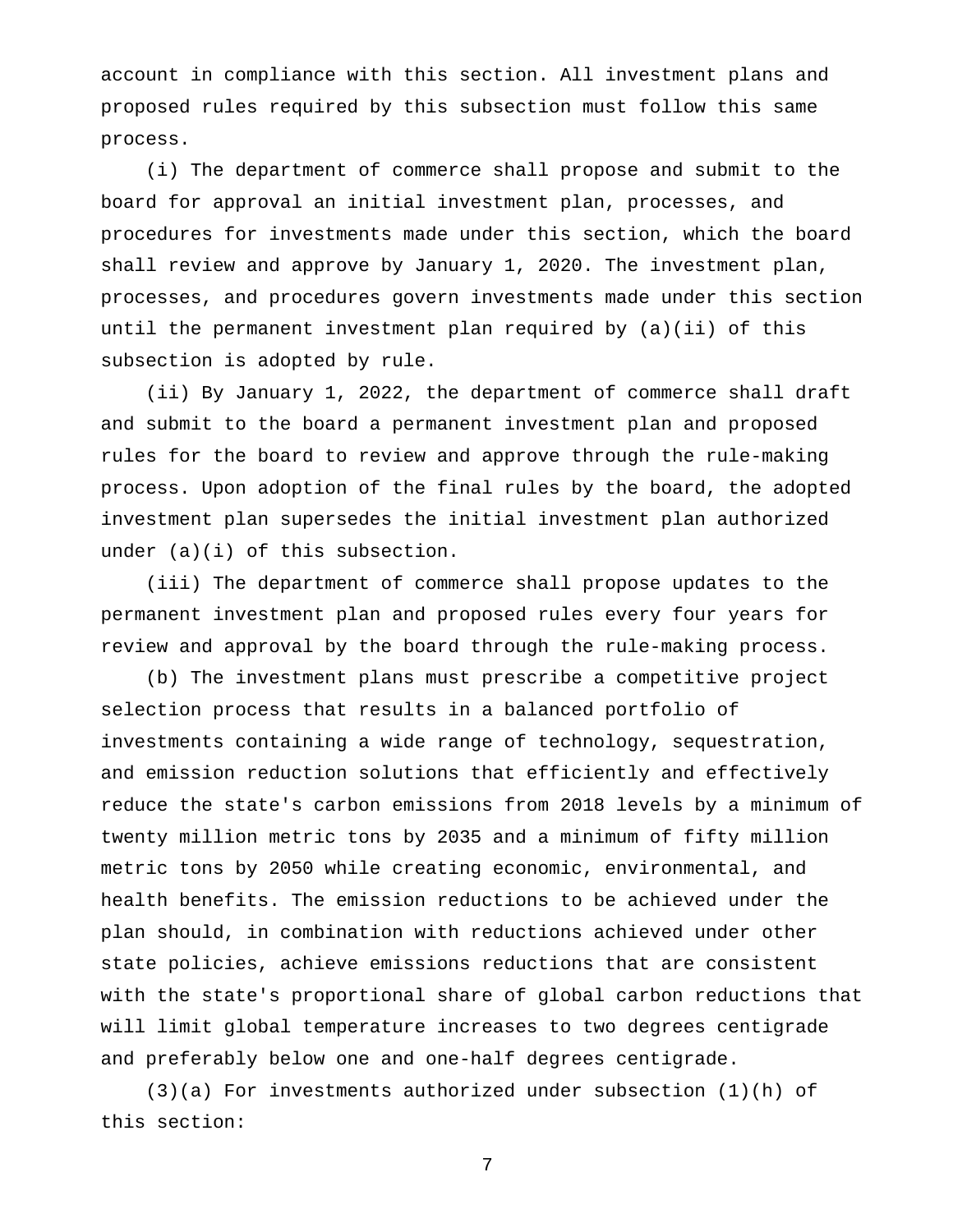account in compliance with this section. All investment plans and proposed rules required by this subsection must follow this same process.

(i) The department of commerce shall propose and submit to the board for approval an initial investment plan, processes, and procedures for investments made under this section, which the board shall review and approve by January 1, 2020. The investment plan, processes, and procedures govern investments made under this section until the permanent investment plan required by (a)(ii) of this subsection is adopted by rule.

(ii) By January 1, 2022, the department of commerce shall draft and submit to the board a permanent investment plan and proposed rules for the board to review and approve through the rule-making process. Upon adoption of the final rules by the board, the adopted investment plan supersedes the initial investment plan authorized under (a)(i) of this subsection.

(iii) The department of commerce shall propose updates to the permanent investment plan and proposed rules every four years for review and approval by the board through the rule-making process.

(b) The investment plans must prescribe a competitive project selection process that results in a balanced portfolio of investments containing a wide range of technology, sequestration, and emission reduction solutions that efficiently and effectively reduce the state's carbon emissions from 2018 levels by a minimum of twenty million metric tons by 2035 and a minimum of fifty million metric tons by 2050 while creating economic, environmental, and health benefits. The emission reductions to be achieved under the plan should, in combination with reductions achieved under other state policies, achieve emissions reductions that are consistent with the state's proportional share of global carbon reductions that will limit global temperature increases to two degrees centigrade and preferably below one and one-half degrees centigrade.

(3)(a) For investments authorized under subsection (1)(h) of this section: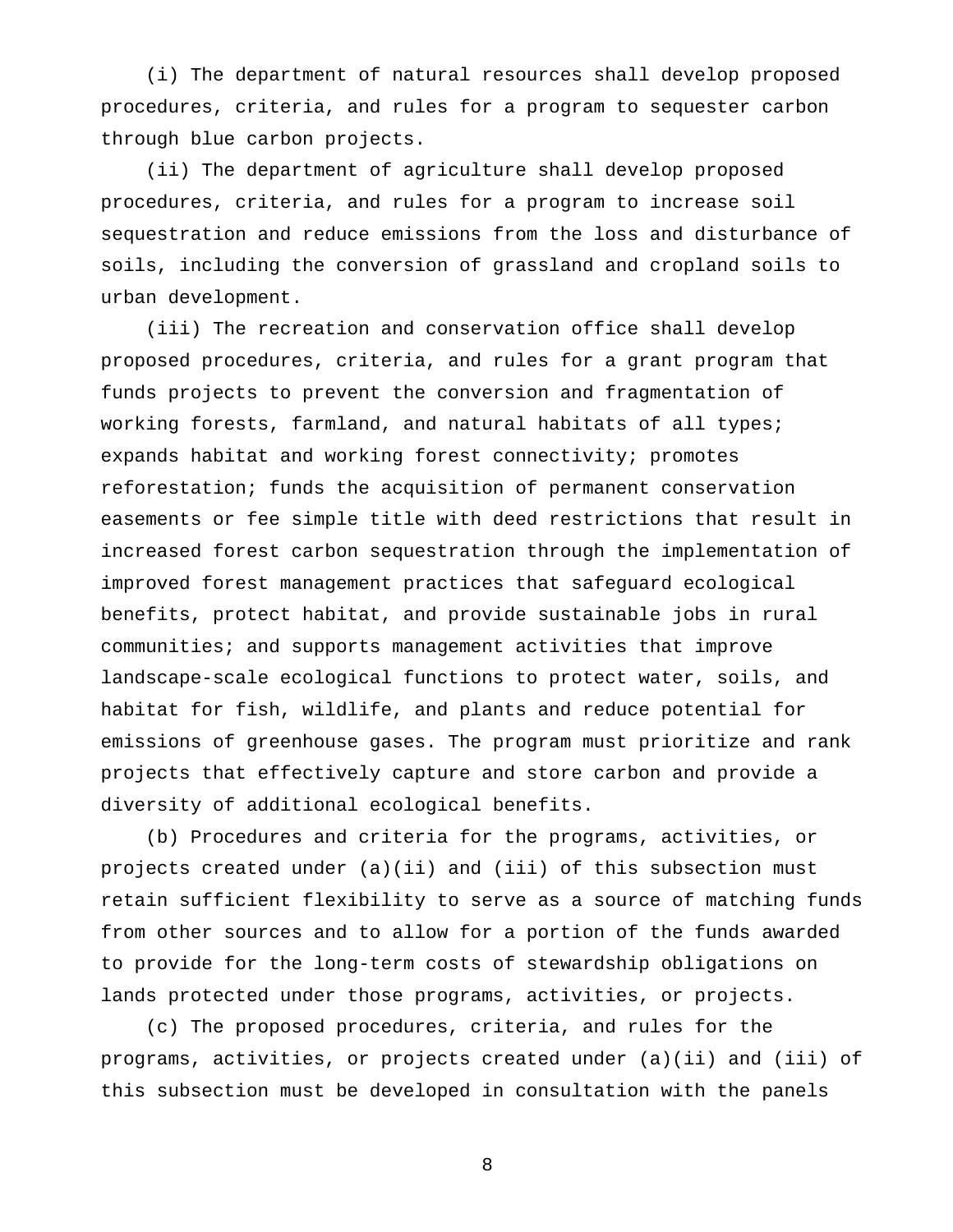(i) The department of natural resources shall develop proposed procedures, criteria, and rules for a program to sequester carbon through blue carbon projects.

(ii) The department of agriculture shall develop proposed procedures, criteria, and rules for a program to increase soil sequestration and reduce emissions from the loss and disturbance of soils, including the conversion of grassland and cropland soils to urban development.

(iii) The recreation and conservation office shall develop proposed procedures, criteria, and rules for a grant program that funds projects to prevent the conversion and fragmentation of working forests, farmland, and natural habitats of all types; expands habitat and working forest connectivity; promotes reforestation; funds the acquisition of permanent conservation easements or fee simple title with deed restrictions that result in increased forest carbon sequestration through the implementation of improved forest management practices that safeguard ecological benefits, protect habitat, and provide sustainable jobs in rural communities; and supports management activities that improve landscape-scale ecological functions to protect water, soils, and habitat for fish, wildlife, and plants and reduce potential for emissions of greenhouse gases. The program must prioritize and rank projects that effectively capture and store carbon and provide a diversity of additional ecological benefits.

(b) Procedures and criteria for the programs, activities, or projects created under (a)(ii) and (iii) of this subsection must retain sufficient flexibility to serve as a source of matching funds from other sources and to allow for a portion of the funds awarded to provide for the long-term costs of stewardship obligations on lands protected under those programs, activities, or projects.

(c) The proposed procedures, criteria, and rules for the programs, activities, or projects created under (a)(ii) and (iii) of this subsection must be developed in consultation with the panels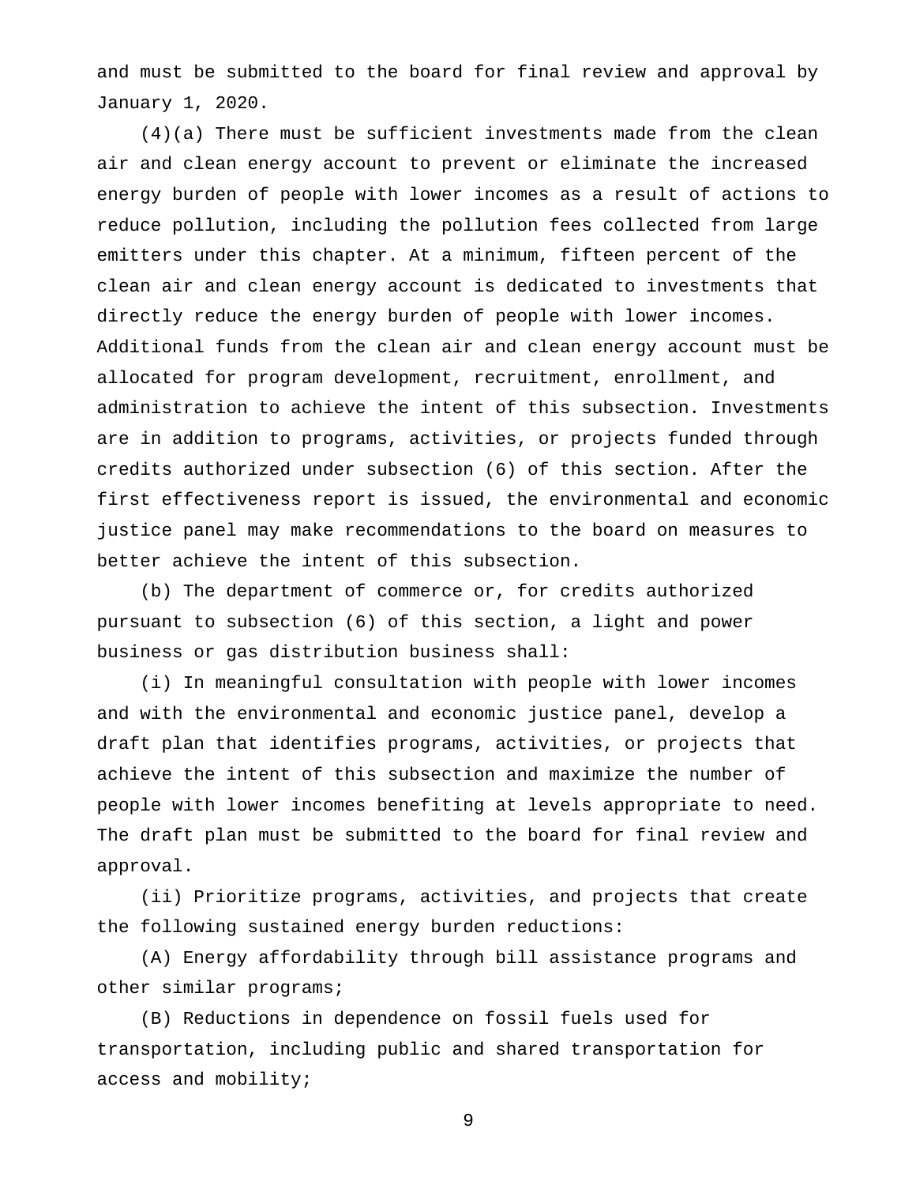and must be submitted to the board for final review and approval by January 1, 2020.

(4)(a) There must be sufficient investments made from the clean air and clean energy account to prevent or eliminate the increased energy burden of people with lower incomes as a result of actions to reduce pollution, including the pollution fees collected from large emitters under this chapter. At a minimum, fifteen percent of the clean air and clean energy account is dedicated to investments that directly reduce the energy burden of people with lower incomes. Additional funds from the clean air and clean energy account must be allocated for program development, recruitment, enrollment, and administration to achieve the intent of this subsection. Investments are in addition to programs, activities, or projects funded through credits authorized under subsection (6) of this section. After the first effectiveness report is issued, the environmental and economic justice panel may make recommendations to the board on measures to better achieve the intent of this subsection.

(b) The department of commerce or, for credits authorized pursuant to subsection (6) of this section, a light and power business or gas distribution business shall:

(i) In meaningful consultation with people with lower incomes and with the environmental and economic justice panel, develop a draft plan that identifies programs, activities, or projects that achieve the intent of this subsection and maximize the number of people with lower incomes benefiting at levels appropriate to need. The draft plan must be submitted to the board for final review and approval.

(ii) Prioritize programs, activities, and projects that create the following sustained energy burden reductions:

(A) Energy affordability through bill assistance programs and other similar programs;

(B) Reductions in dependence on fossil fuels used for transportation, including public and shared transportation for access and mobility;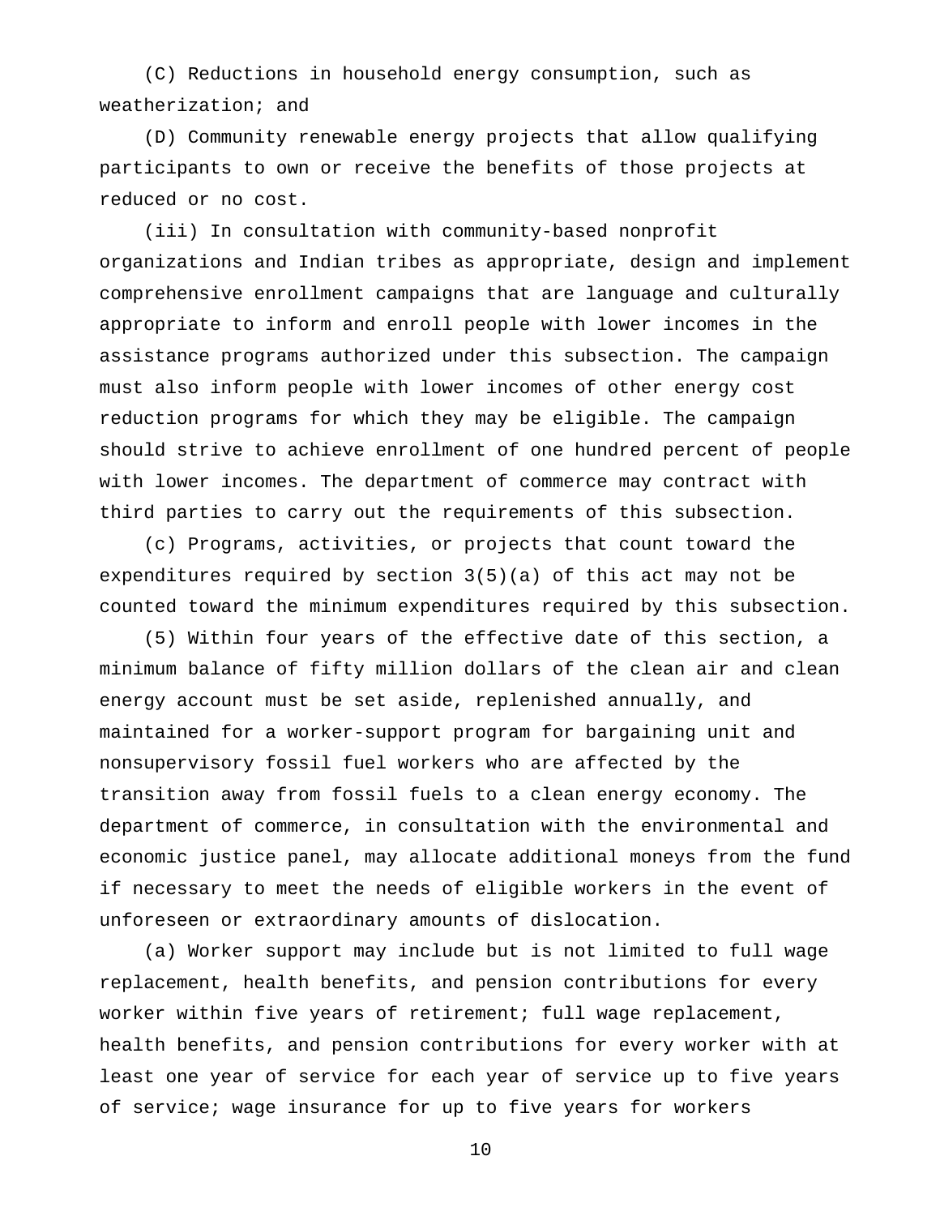(C) Reductions in household energy consumption, such as weatherization; and

(D) Community renewable energy projects that allow qualifying participants to own or receive the benefits of those projects at reduced or no cost.

(iii) In consultation with community-based nonprofit organizations and Indian tribes as appropriate, design and implement comprehensive enrollment campaigns that are language and culturally appropriate to inform and enroll people with lower incomes in the assistance programs authorized under this subsection. The campaign must also inform people with lower incomes of other energy cost reduction programs for which they may be eligible. The campaign should strive to achieve enrollment of one hundred percent of people with lower incomes. The department of commerce may contract with third parties to carry out the requirements of this subsection.

(c) Programs, activities, or projects that count toward the expenditures required by section 3(5)(a) of this act may not be counted toward the minimum expenditures required by this subsection.

(5) Within four years of the effective date of this section, a minimum balance of fifty million dollars of the clean air and clean energy account must be set aside, replenished annually, and maintained for a worker-support program for bargaining unit and nonsupervisory fossil fuel workers who are affected by the transition away from fossil fuels to a clean energy economy. The department of commerce, in consultation with the environmental and economic justice panel, may allocate additional moneys from the fund if necessary to meet the needs of eligible workers in the event of unforeseen or extraordinary amounts of dislocation.

(a) Worker support may include but is not limited to full wage replacement, health benefits, and pension contributions for every worker within five years of retirement; full wage replacement, health benefits, and pension contributions for every worker with at least one year of service for each year of service up to five years of service; wage insurance for up to five years for workers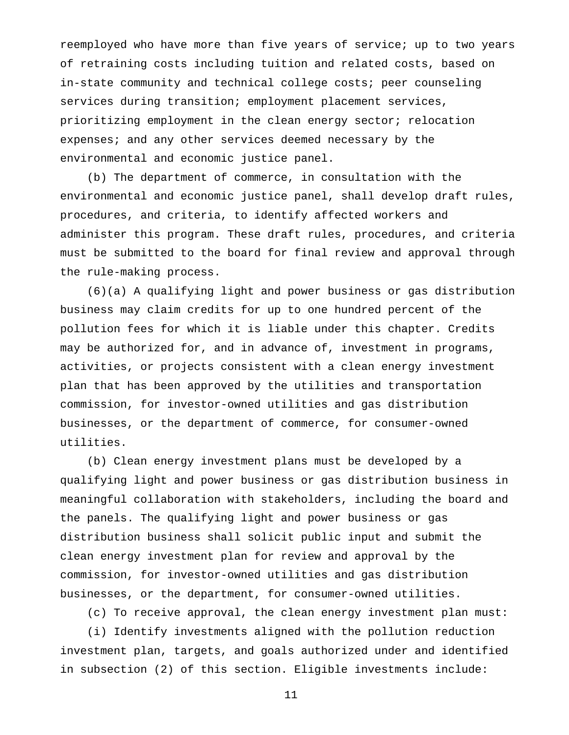reemployed who have more than five years of service; up to two years of retraining costs including tuition and related costs, based on in-state community and technical college costs; peer counseling services during transition; employment placement services, prioritizing employment in the clean energy sector; relocation expenses; and any other services deemed necessary by the environmental and economic justice panel.

(b) The department of commerce, in consultation with the environmental and economic justice panel, shall develop draft rules, procedures, and criteria, to identify affected workers and administer this program. These draft rules, procedures, and criteria must be submitted to the board for final review and approval through the rule-making process.

(6)(a) A qualifying light and power business or gas distribution business may claim credits for up to one hundred percent of the pollution fees for which it is liable under this chapter. Credits may be authorized for, and in advance of, investment in programs, activities, or projects consistent with a clean energy investment plan that has been approved by the utilities and transportation commission, for investor-owned utilities and gas distribution businesses, or the department of commerce, for consumer-owned utilities.

(b) Clean energy investment plans must be developed by a qualifying light and power business or gas distribution business in meaningful collaboration with stakeholders, including the board and the panels. The qualifying light and power business or gas distribution business shall solicit public input and submit the clean energy investment plan for review and approval by the commission, for investor-owned utilities and gas distribution businesses, or the department, for consumer-owned utilities.

(c) To receive approval, the clean energy investment plan must:

(i) Identify investments aligned with the pollution reduction investment plan, targets, and goals authorized under and identified in subsection (2) of this section. Eligible investments include: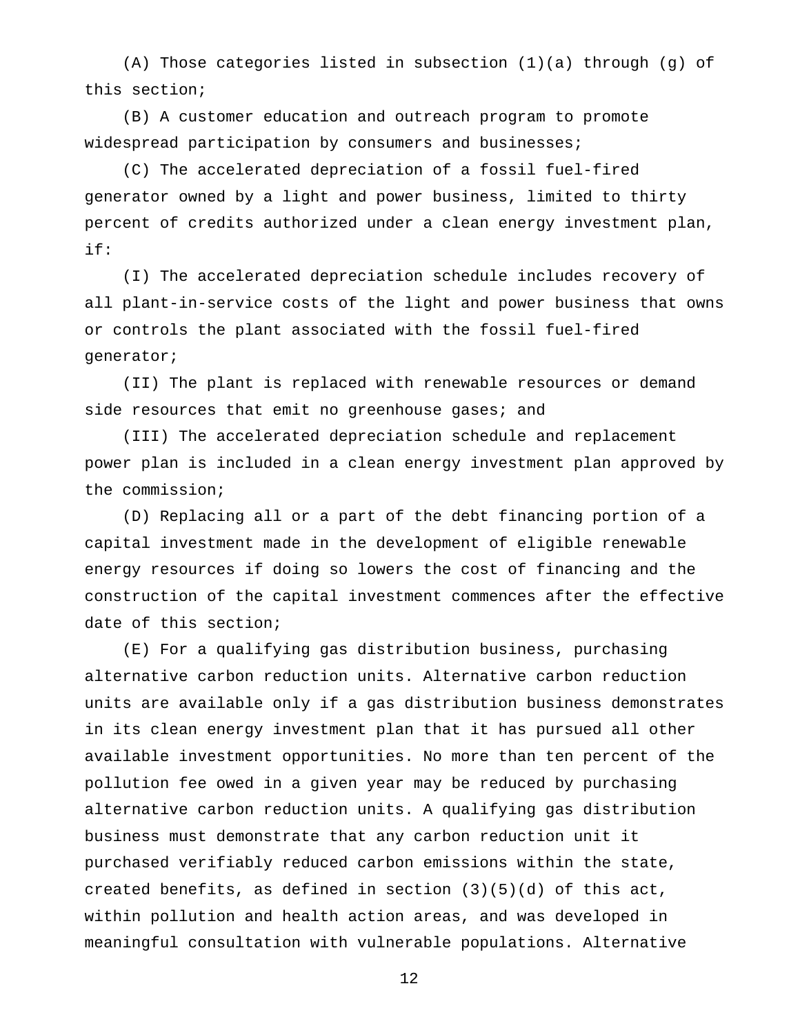(A) Those categories listed in subsection (1)(a) through (g) of this section;

(B) A customer education and outreach program to promote widespread participation by consumers and businesses;

(C) The accelerated depreciation of a fossil fuel-fired generator owned by a light and power business, limited to thirty percent of credits authorized under a clean energy investment plan, if:

(I) The accelerated depreciation schedule includes recovery of all plant-in-service costs of the light and power business that owns or controls the plant associated with the fossil fuel-fired generator;

(II) The plant is replaced with renewable resources or demand side resources that emit no greenhouse gases; and

(III) The accelerated depreciation schedule and replacement power plan is included in a clean energy investment plan approved by the commission;

(D) Replacing all or a part of the debt financing portion of a capital investment made in the development of eligible renewable energy resources if doing so lowers the cost of financing and the construction of the capital investment commences after the effective date of this section;

(E) For a qualifying gas distribution business, purchasing alternative carbon reduction units. Alternative carbon reduction units are available only if a gas distribution business demonstrates in its clean energy investment plan that it has pursued all other available investment opportunities. No more than ten percent of the pollution fee owed in a given year may be reduced by purchasing alternative carbon reduction units. A qualifying gas distribution business must demonstrate that any carbon reduction unit it purchased verifiably reduced carbon emissions within the state, created benefits, as defined in section (3)(5)(d) of this act, within pollution and health action areas, and was developed in meaningful consultation with vulnerable populations. Alternative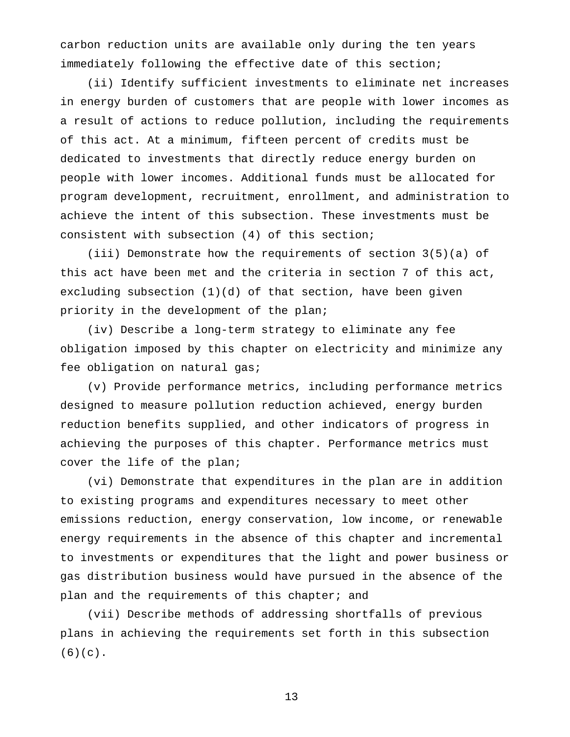carbon reduction units are available only during the ten years immediately following the effective date of this section;

(ii) Identify sufficient investments to eliminate net increases in energy burden of customers that are people with lower incomes as a result of actions to reduce pollution, including the requirements of this act. At a minimum, fifteen percent of credits must be dedicated to investments that directly reduce energy burden on people with lower incomes. Additional funds must be allocated for program development, recruitment, enrollment, and administration to achieve the intent of this subsection. These investments must be consistent with subsection (4) of this section;

(iii) Demonstrate how the requirements of section 3(5)(a) of this act have been met and the criteria in section 7 of this act, excluding subsection (1)(d) of that section, have been given priority in the development of the plan;

(iv) Describe a long-term strategy to eliminate any fee obligation imposed by this chapter on electricity and minimize any fee obligation on natural gas;

(v) Provide performance metrics, including performance metrics designed to measure pollution reduction achieved, energy burden reduction benefits supplied, and other indicators of progress in achieving the purposes of this chapter. Performance metrics must cover the life of the plan;

(vi) Demonstrate that expenditures in the plan are in addition to existing programs and expenditures necessary to meet other emissions reduction, energy conservation, low income, or renewable energy requirements in the absence of this chapter and incremental to investments or expenditures that the light and power business or gas distribution business would have pursued in the absence of the plan and the requirements of this chapter; and

(vii) Describe methods of addressing shortfalls of previous plans in achieving the requirements set forth in this subsection (6)(c).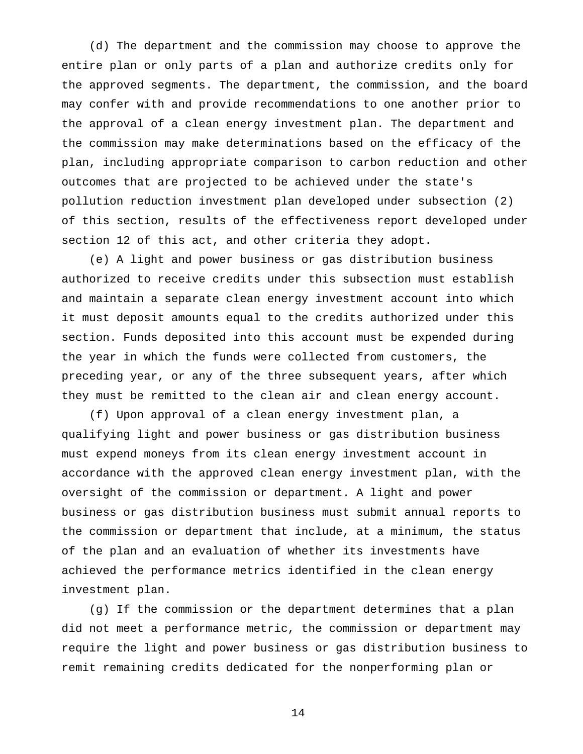(d) The department and the commission may choose to approve the entire plan or only parts of a plan and authorize credits only for the approved segments. The department, the commission, and the board may confer with and provide recommendations to one another prior to the approval of a clean energy investment plan. The department and the commission may make determinations based on the efficacy of the plan, including appropriate comparison to carbon reduction and other outcomes that are projected to be achieved under the state's pollution reduction investment plan developed under subsection (2) of this section, results of the effectiveness report developed under section 12 of this act, and other criteria they adopt.

(e) A light and power business or gas distribution business authorized to receive credits under this subsection must establish and maintain a separate clean energy investment account into which it must deposit amounts equal to the credits authorized under this section. Funds deposited into this account must be expended during the year in which the funds were collected from customers, the preceding year, or any of the three subsequent years, after which they must be remitted to the clean air and clean energy account.

(f) Upon approval of a clean energy investment plan, a qualifying light and power business or gas distribution business must expend moneys from its clean energy investment account in accordance with the approved clean energy investment plan, with the oversight of the commission or department. A light and power business or gas distribution business must submit annual reports to the commission or department that include, at a minimum, the status of the plan and an evaluation of whether its investments have achieved the performance metrics identified in the clean energy investment plan.

(g) If the commission or the department determines that a plan did not meet a performance metric, the commission or department may require the light and power business or gas distribution business to remit remaining credits dedicated for the nonperforming plan or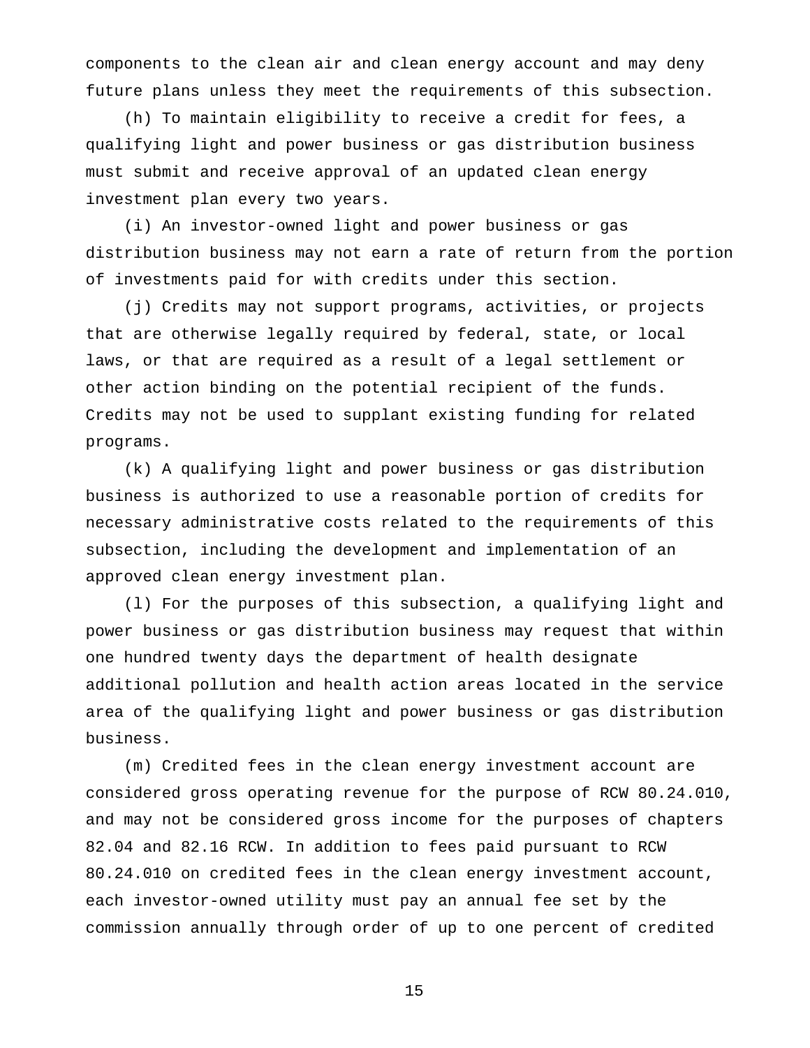components to the clean air and clean energy account and may deny future plans unless they meet the requirements of this subsection.

(h) To maintain eligibility to receive a credit for fees, a qualifying light and power business or gas distribution business must submit and receive approval of an updated clean energy investment plan every two years.

(i) An investor-owned light and power business or gas distribution business may not earn a rate of return from the portion of investments paid for with credits under this section.

(j) Credits may not support programs, activities, or projects that are otherwise legally required by federal, state, or local laws, or that are required as a result of a legal settlement or other action binding on the potential recipient of the funds. Credits may not be used to supplant existing funding for related programs.

(k) A qualifying light and power business or gas distribution business is authorized to use a reasonable portion of credits for necessary administrative costs related to the requirements of this subsection, including the development and implementation of an approved clean energy investment plan.

(l) For the purposes of this subsection, a qualifying light and power business or gas distribution business may request that within one hundred twenty days the department of health designate additional pollution and health action areas located in the service area of the qualifying light and power business or gas distribution business.

(m) Credited fees in the clean energy investment account are considered gross operating revenue for the purpose of RCW 80.24.010, and may not be considered gross income for the purposes of chapters 82.04 and 82.16 RCW. In addition to fees paid pursuant to RCW 80.24.010 on credited fees in the clean energy investment account, each investor-owned utility must pay an annual fee set by the commission annually through order of up to one percent of credited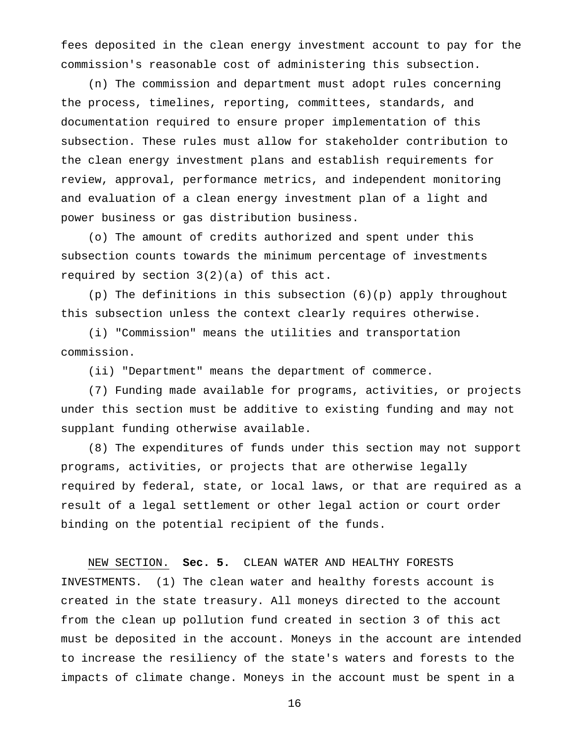fees deposited in the clean energy investment account to pay for the commission's reasonable cost of administering this subsection.

(n) The commission and department must adopt rules concerning the process, timelines, reporting, committees, standards, and documentation required to ensure proper implementation of this subsection. These rules must allow for stakeholder contribution to the clean energy investment plans and establish requirements for review, approval, performance metrics, and independent monitoring and evaluation of a clean energy investment plan of a light and power business or gas distribution business.

(o) The amount of credits authorized and spent under this subsection counts towards the minimum percentage of investments required by section 3(2)(a) of this act.

(p) The definitions in this subsection (6)(p) apply throughout this subsection unless the context clearly requires otherwise.

(i) "Commission" means the utilities and transportation commission.

(ii) "Department" means the department of commerce.

(7) Funding made available for programs, activities, or projects under this section must be additive to existing funding and may not supplant funding otherwise available.

(8) The expenditures of funds under this section may not support programs, activities, or projects that are otherwise legally required by federal, state, or local laws, or that are required as a result of a legal settlement or other legal action or court order binding on the potential recipient of the funds.

NEW SECTION. **Sec. 5.** CLEAN WATER AND HEALTHY FORESTS INVESTMENTS. (1) The clean water and healthy forests account is created in the state treasury. All moneys directed to the account from the clean up pollution fund created in section 3 of this act must be deposited in the account. Moneys in the account are intended to increase the resiliency of the state's waters and forests to the impacts of climate change. Moneys in the account must be spent in a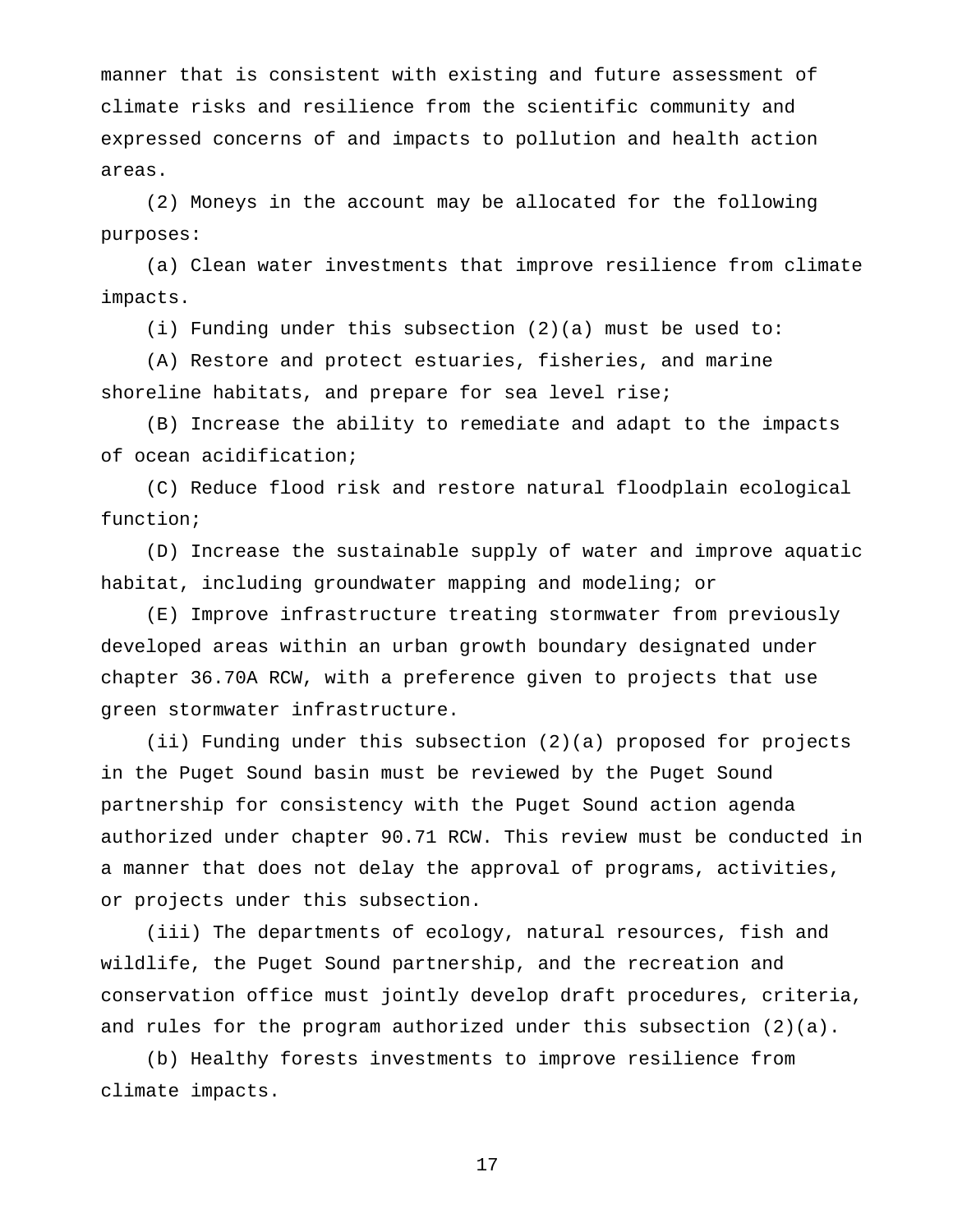manner that is consistent with existing and future assessment of climate risks and resilience from the scientific community and expressed concerns of and impacts to pollution and health action areas.

(2) Moneys in the account may be allocated for the following purposes:

(a) Clean water investments that improve resilience from climate impacts.

(i) Funding under this subsection (2)(a) must be used to:

(A) Restore and protect estuaries, fisheries, and marine shoreline habitats, and prepare for sea level rise;

(B) Increase the ability to remediate and adapt to the impacts of ocean acidification;

(C) Reduce flood risk and restore natural floodplain ecological function;

(D) Increase the sustainable supply of water and improve aquatic habitat, including groundwater mapping and modeling; or

(E) Improve infrastructure treating stormwater from previously developed areas within an urban growth boundary designated under chapter 36.70A RCW, with a preference given to projects that use green stormwater infrastructure.

(ii) Funding under this subsection (2)(a) proposed for projects in the Puget Sound basin must be reviewed by the Puget Sound partnership for consistency with the Puget Sound action agenda authorized under chapter 90.71 RCW. This review must be conducted in a manner that does not delay the approval of programs, activities, or projects under this subsection.

(iii) The departments of ecology, natural resources, fish and wildlife, the Puget Sound partnership, and the recreation and conservation office must jointly develop draft procedures, criteria, and rules for the program authorized under this subsection (2)(a).

(b) Healthy forests investments to improve resilience from climate impacts.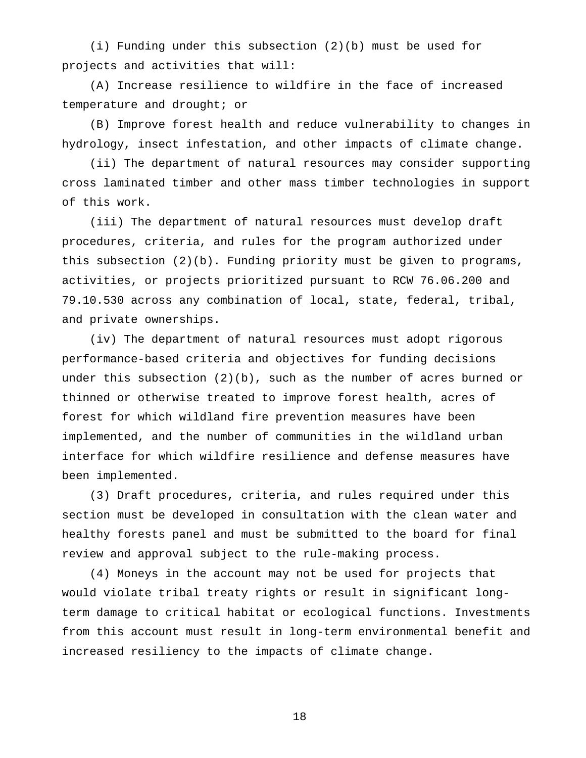(i) Funding under this subsection (2)(b) must be used for projects and activities that will:

(A) Increase resilience to wildfire in the face of increased temperature and drought; or

(B) Improve forest health and reduce vulnerability to changes in hydrology, insect infestation, and other impacts of climate change.

(ii) The department of natural resources may consider supporting cross laminated timber and other mass timber technologies in support of this work.

(iii) The department of natural resources must develop draft procedures, criteria, and rules for the program authorized under this subsection (2)(b). Funding priority must be given to programs, activities, or projects prioritized pursuant to RCW 76.06.200 and 79.10.530 across any combination of local, state, federal, tribal, and private ownerships.

(iv) The department of natural resources must adopt rigorous performance-based criteria and objectives for funding decisions under this subsection (2)(b), such as the number of acres burned or thinned or otherwise treated to improve forest health, acres of forest for which wildland fire prevention measures have been implemented, and the number of communities in the wildland urban interface for which wildfire resilience and defense measures have been implemented.

(3) Draft procedures, criteria, and rules required under this section must be developed in consultation with the clean water and healthy forests panel and must be submitted to the board for final review and approval subject to the rule-making process.

(4) Moneys in the account may not be used for projects that would violate tribal treaty rights or result in significant long-term damage to critical habitat or ecological functions. Investments from this account must result in long-term environmental benefit and increased resiliency to the impacts of climate change.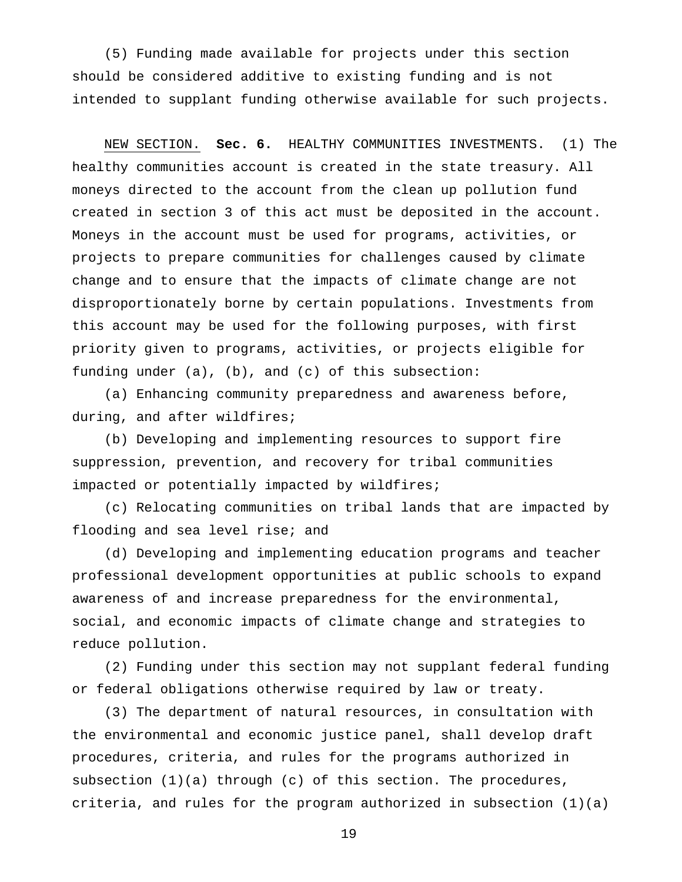(5) Funding made available for projects under this section should be considered additive to existing funding and is not intended to supplant funding otherwise available for such projects.

NEW SECTION. **Sec. 6.** HEALTHY COMMUNITIES INVESTMENTS. (1) The healthy communities account is created in the state treasury. All moneys directed to the account from the clean up pollution fund created in section 3 of this act must be deposited in the account. Moneys in the account must be used for programs, activities, or projects to prepare communities for challenges caused by climate change and to ensure that the impacts of climate change are not disproportionately borne by certain populations. Investments from this account may be used for the following purposes, with first priority given to programs, activities, or projects eligible for funding under (a), (b), and (c) of this subsection:

(a) Enhancing community preparedness and awareness before, during, and after wildfires;

(b) Developing and implementing resources to support fire suppression, prevention, and recovery for tribal communities impacted or potentially impacted by wildfires;

(c) Relocating communities on tribal lands that are impacted by flooding and sea level rise; and

(d) Developing and implementing education programs and teacher professional development opportunities at public schools to expand awareness of and increase preparedness for the environmental, social, and economic impacts of climate change and strategies to reduce pollution.

(2) Funding under this section may not supplant federal funding or federal obligations otherwise required by law or treaty.

(3) The department of natural resources, in consultation with the environmental and economic justice panel, shall develop draft procedures, criteria, and rules for the programs authorized in subsection (1)(a) through (c) of this section. The procedures, criteria, and rules for the program authorized in subsection (1)(a)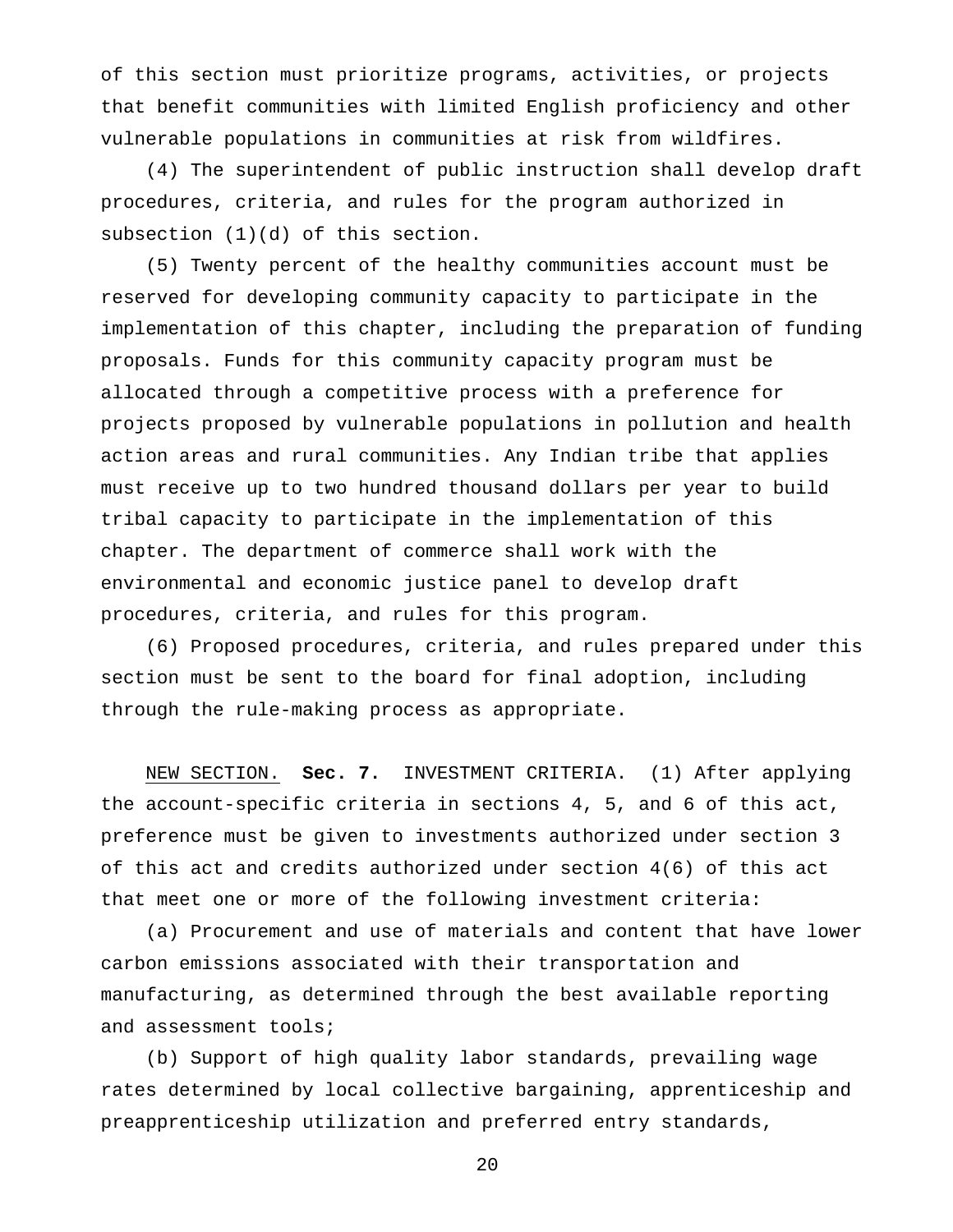of this section must prioritize programs, activities, or projects that benefit communities with limited English proficiency and other vulnerable populations in communities at risk from wildfires.

(4) The superintendent of public instruction shall develop draft procedures, criteria, and rules for the program authorized in subsection (1)(d) of this section.

(5) Twenty percent of the healthy communities account must be reserved for developing community capacity to participate in the implementation of this chapter, including the preparation of funding proposals. Funds for this community capacity program must be allocated through a competitive process with a preference for projects proposed by vulnerable populations in pollution and health action areas and rural communities. Any Indian tribe that applies must receive up to two hundred thousand dollars per year to build tribal capacity to participate in the implementation of this chapter. The department of commerce shall work with the environmental and economic justice panel to develop draft procedures, criteria, and rules for this program.

(6) Proposed procedures, criteria, and rules prepared under this section must be sent to the board for final adoption, including through the rule-making process as appropriate.

NEW SECTION. **Sec. 7.** INVESTMENT CRITERIA. (1) After applying the account-specific criteria in sections 4, 5, and 6 of this act, preference must be given to investments authorized under section 3 of this act and credits authorized under section 4(6) of this act that meet one or more of the following investment criteria:

(a) Procurement and use of materials and content that have lower carbon emissions associated with their transportation and manufacturing, as determined through the best available reporting and assessment tools;

(b) Support of high quality labor standards, prevailing wage rates determined by local collective bargaining, apprenticeship and preapprenticeship utilization and preferred entry standards,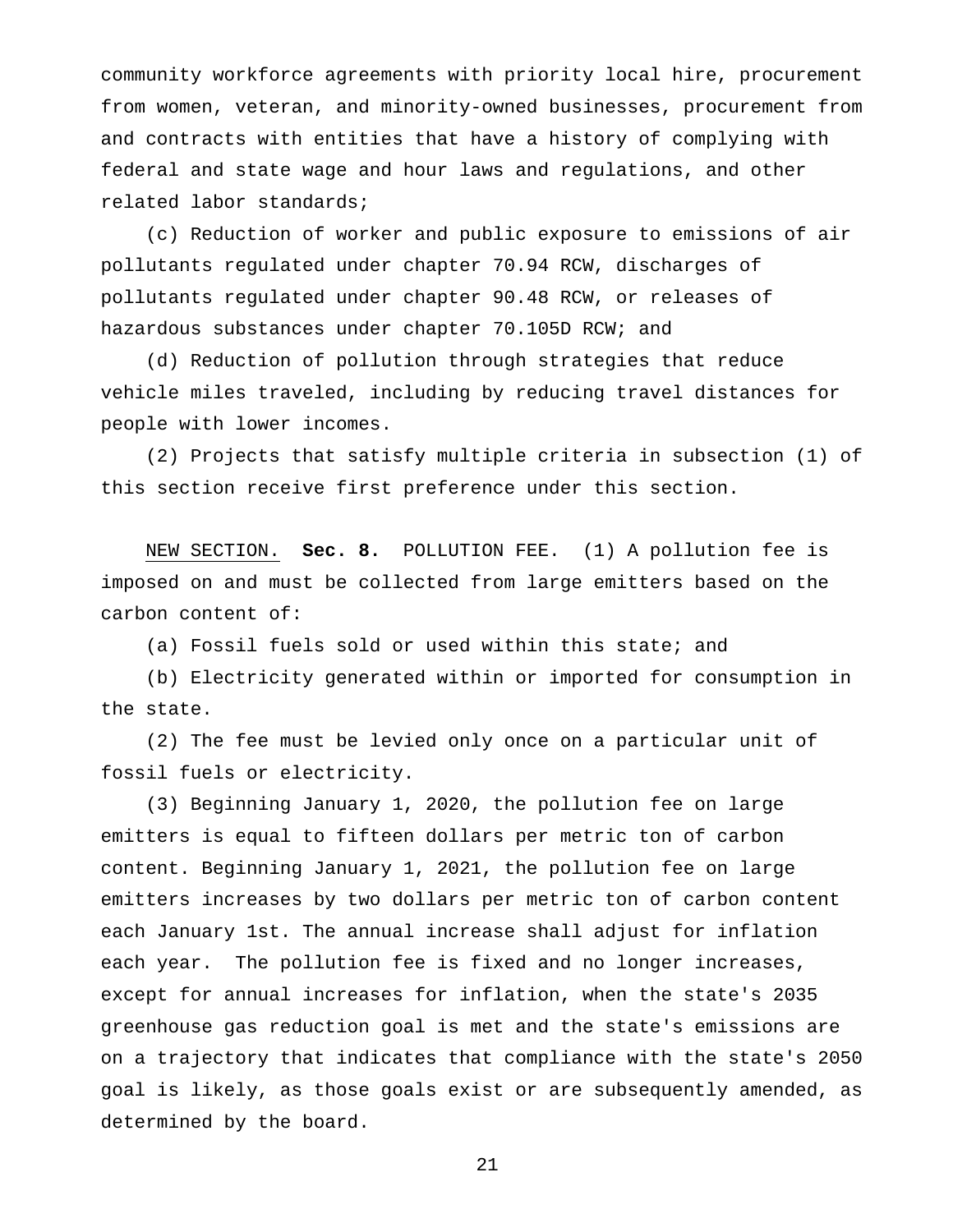community workforce agreements with priority local hire, procurement from women, veteran, and minority-owned businesses, procurement from and contracts with entities that have a history of complying with federal and state wage and hour laws and regulations, and other related labor standards;

(c) Reduction of worker and public exposure to emissions of air pollutants regulated under chapter 70.94 RCW, discharges of pollutants regulated under chapter 90.48 RCW, or releases of hazardous substances under chapter 70.105D RCW; and

(d) Reduction of pollution through strategies that reduce vehicle miles traveled, including by reducing travel distances for people with lower incomes.

(2) Projects that satisfy multiple criteria in subsection (1) of this section receive first preference under this section.

NEW SECTION. **Sec. 8.** POLLUTION FEE. (1) A pollution fee is imposed on and must be collected from large emitters based on the carbon content of:

(a) Fossil fuels sold or used within this state; and

(b) Electricity generated within or imported for consumption in the state.

(2) The fee must be levied only once on a particular unit of fossil fuels or electricity.

(3) Beginning January 1, 2020, the pollution fee on large emitters is equal to fifteen dollars per metric ton of carbon content. Beginning January 1, 2021, the pollution fee on large emitters increases by two dollars per metric ton of carbon content each January 1st. The annual increase shall adjust for inflation each year. The pollution fee is fixed and no longer increases, except for annual increases for inflation, when the state's 2035 greenhouse gas reduction goal is met and the state's emissions are on a trajectory that indicates that compliance with the state's 2050 goal is likely, as those goals exist or are subsequently amended, as determined by the board.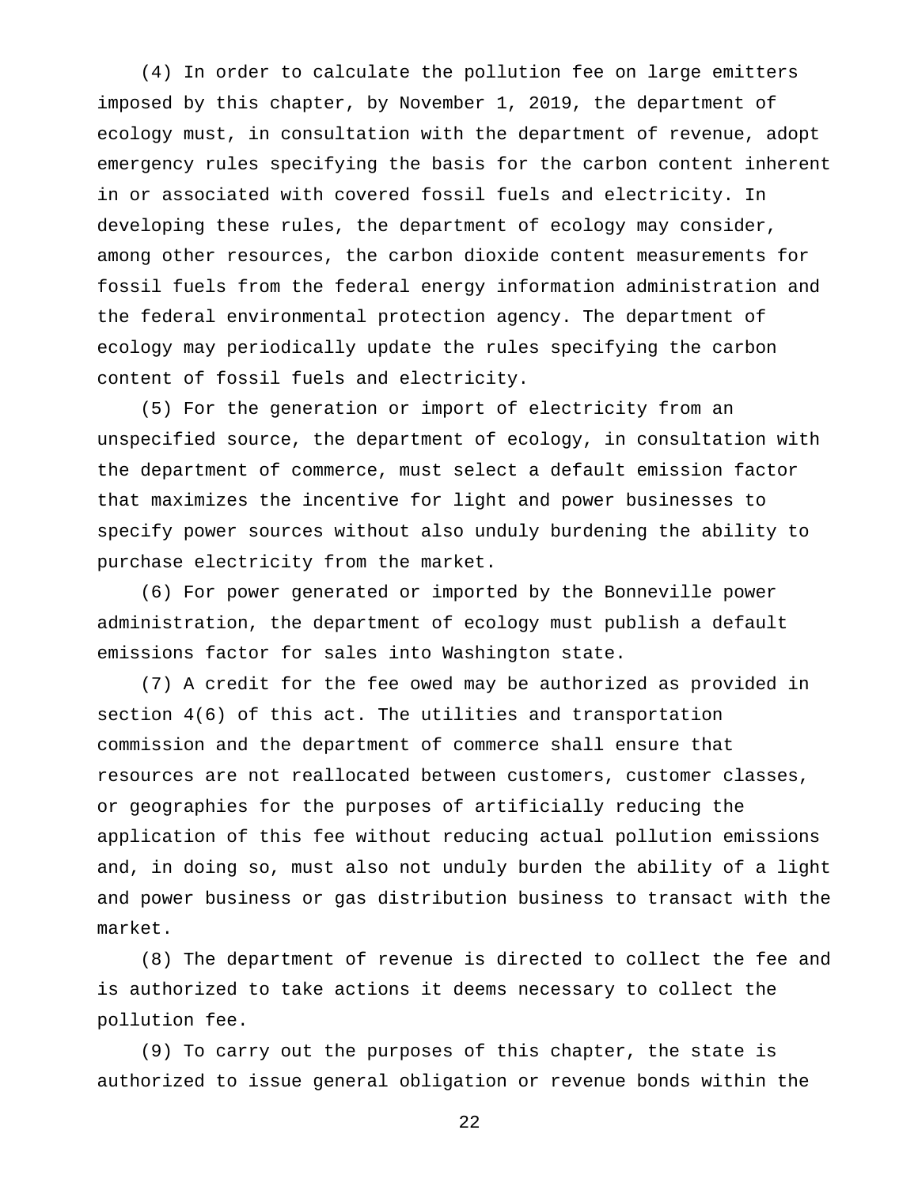(4) In order to calculate the pollution fee on large emitters imposed by this chapter, by November 1, 2019, the department of ecology must, in consultation with the department of revenue, adopt emergency rules specifying the basis for the carbon content inherent in or associated with covered fossil fuels and electricity. In developing these rules, the department of ecology may consider, among other resources, the carbon dioxide content measurements for fossil fuels from the federal energy information administration and the federal environmental protection agency. The department of ecology may periodically update the rules specifying the carbon content of fossil fuels and electricity.

(5) For the generation or import of electricity from an unspecified source, the department of ecology, in consultation with the department of commerce, must select a default emission factor that maximizes the incentive for light and power businesses to specify power sources without also unduly burdening the ability to purchase electricity from the market.

(6) For power generated or imported by the Bonneville power administration, the department of ecology must publish a default emissions factor for sales into Washington state.

(7) A credit for the fee owed may be authorized as provided in section 4(6) of this act. The utilities and transportation commission and the department of commerce shall ensure that resources are not reallocated between customers, customer classes, or geographies for the purposes of artificially reducing the application of this fee without reducing actual pollution emissions and, in doing so, must also not unduly burden the ability of a light and power business or gas distribution business to transact with the market.

(8) The department of revenue is directed to collect the fee and is authorized to take actions it deems necessary to collect the pollution fee.

(9) To carry out the purposes of this chapter, the state is authorized to issue general obligation or revenue bonds within the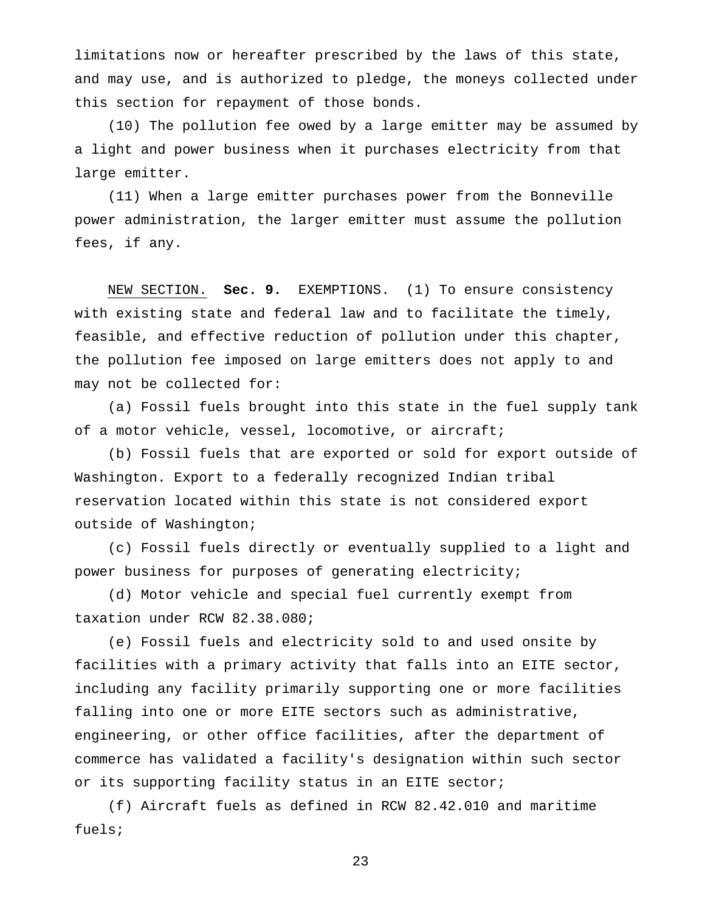limitations now or hereafter prescribed by the laws of this state, and may use, and is authorized to pledge, the moneys collected under this section for repayment of those bonds.

(10) The pollution fee owed by a large emitter may be assumed by a light and power business when it purchases electricity from that large emitter.

(11) When a large emitter purchases power from the Bonneville power administration, the larger emitter must assume the pollution fees, if any.

NEW SECTION. **Sec. 9.** EXEMPTIONS. (1) To ensure consistency with existing state and federal law and to facilitate the timely, feasible, and effective reduction of pollution under this chapter, the pollution fee imposed on large emitters does not apply to and may not be collected for:

(a) Fossil fuels brought into this state in the fuel supply tank of a motor vehicle, vessel, locomotive, or aircraft;

(b) Fossil fuels that are exported or sold for export outside of Washington. Export to a federally recognized Indian tribal reservation located within this state is not considered export outside of Washington;

(c) Fossil fuels directly or eventually supplied to a light and power business for purposes of generating electricity;

(d) Motor vehicle and special fuel currently exempt from taxation under RCW 82.38.080;

(e) Fossil fuels and electricity sold to and used onsite by facilities with a primary activity that falls into an EITE sector, including any facility primarily supporting one or more facilities falling into one or more EITE sectors such as administrative, engineering, or other office facilities, after the department of commerce has validated a facility's designation within such sector or its supporting facility status in an EITE sector;

(f) Aircraft fuels as defined in RCW 82.42.010 and maritime fuels;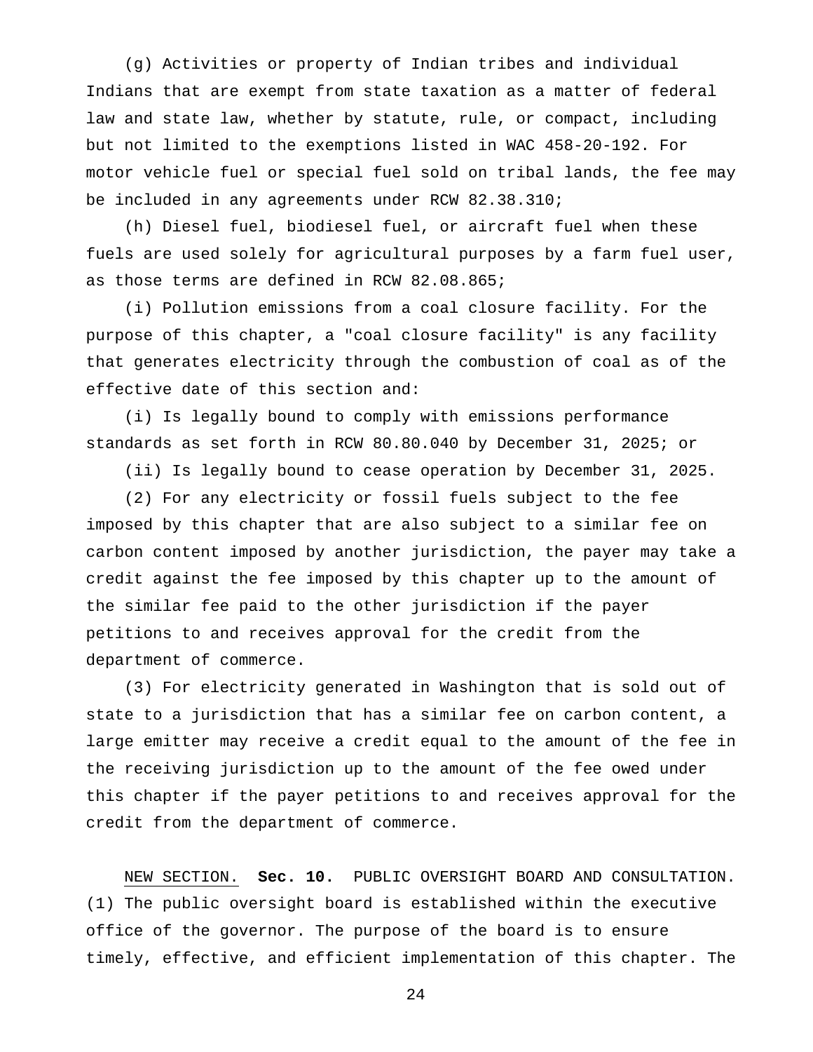(g) Activities or property of Indian tribes and individual Indians that are exempt from state taxation as a matter of federal law and state law, whether by statute, rule, or compact, including but not limited to the exemptions listed in WAC 458-20-192. For motor vehicle fuel or special fuel sold on tribal lands, the fee may be included in any agreements under RCW 82.38.310;

(h) Diesel fuel, biodiesel fuel, or aircraft fuel when these fuels are used solely for agricultural purposes by a farm fuel user, as those terms are defined in RCW 82.08.865;

(i) Pollution emissions from a coal closure facility. For the purpose of this chapter, a "coal closure facility" is any facility that generates electricity through the combustion of coal as of the effective date of this section and:

(i) Is legally bound to comply with emissions performance standards as set forth in RCW 80.80.040 by December 31, 2025; or

(ii) Is legally bound to cease operation by December 31, 2025.

(2) For any electricity or fossil fuels subject to the fee imposed by this chapter that are also subject to a similar fee on carbon content imposed by another jurisdiction, the payer may take a credit against the fee imposed by this chapter up to the amount of the similar fee paid to the other jurisdiction if the payer petitions to and receives approval for the credit from the department of commerce.

(3) For electricity generated in Washington that is sold out of state to a jurisdiction that has a similar fee on carbon content, a large emitter may receive a credit equal to the amount of the fee in the receiving jurisdiction up to the amount of the fee owed under this chapter if the payer petitions to and receives approval for the credit from the department of commerce.

NEW SECTION. **Sec. 10.** PUBLIC OVERSIGHT BOARD AND CONSULTATION. (1) The public oversight board is established within the executive office of the governor. The purpose of the board is to ensure timely, effective, and efficient implementation of this chapter. The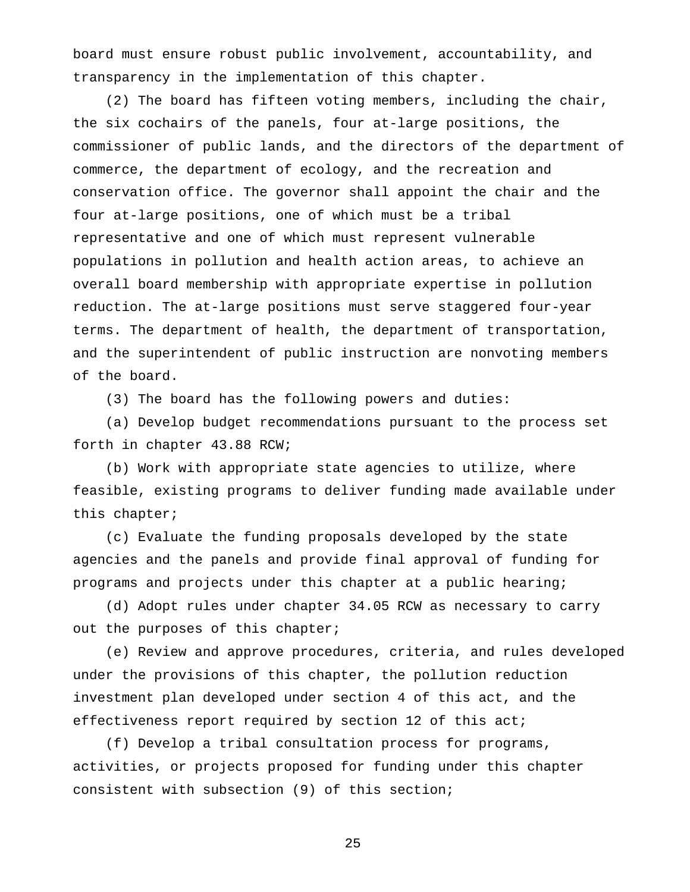board must ensure robust public involvement, accountability, and transparency in the implementation of this chapter.

(2) The board has fifteen voting members, including the chair, the six cochairs of the panels, four at-large positions, the commissioner of public lands, and the directors of the department of commerce, the department of ecology, and the recreation and conservation office. The governor shall appoint the chair and the four at-large positions, one of which must be a tribal representative and one of which must represent vulnerable populations in pollution and health action areas, to achieve an overall board membership with appropriate expertise in pollution reduction. The at-large positions must serve staggered four-year terms. The department of health, the department of transportation, and the superintendent of public instruction are nonvoting members of the board.

(3) The board has the following powers and duties:

(a) Develop budget recommendations pursuant to the process set forth in chapter 43.88 RCW;

(b) Work with appropriate state agencies to utilize, where feasible, existing programs to deliver funding made available under this chapter;

(c) Evaluate the funding proposals developed by the state agencies and the panels and provide final approval of funding for programs and projects under this chapter at a public hearing;

(d) Adopt rules under chapter 34.05 RCW as necessary to carry out the purposes of this chapter;

(e) Review and approve procedures, criteria, and rules developed under the provisions of this chapter, the pollution reduction investment plan developed under section 4 of this act, and the effectiveness report required by section 12 of this act;

(f) Develop a tribal consultation process for programs, activities, or projects proposed for funding under this chapter consistent with subsection (9) of this section;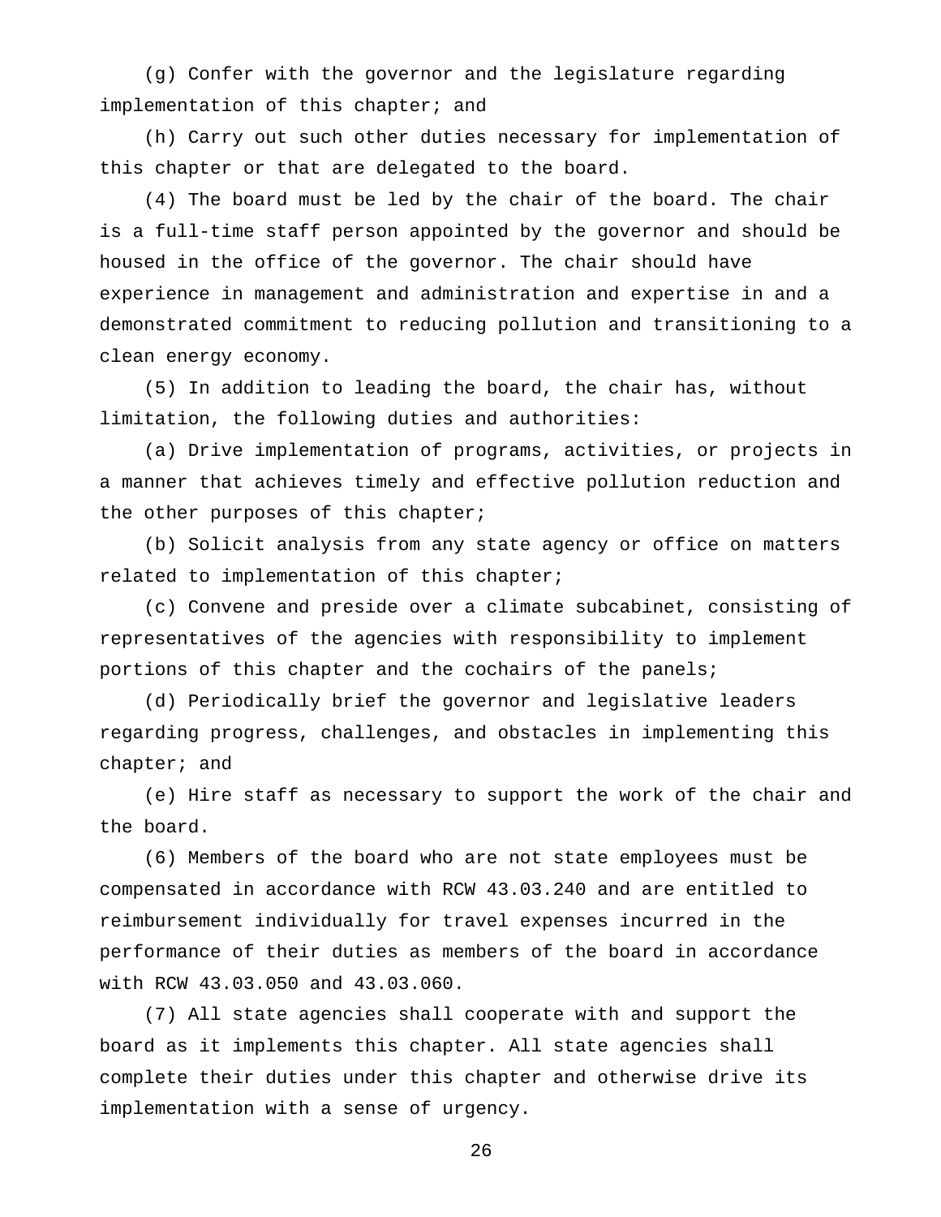(g) Confer with the governor and the legislature regarding implementation of this chapter; and

(h) Carry out such other duties necessary for implementation of this chapter or that are delegated to the board.

(4) The board must be led by the chair of the board. The chair is a full-time staff person appointed by the governor and should be housed in the office of the governor. The chair should have experience in management and administration and expertise in and a demonstrated commitment to reducing pollution and transitioning to a clean energy economy.

(5) In addition to leading the board, the chair has, without limitation, the following duties and authorities:

(a) Drive implementation of programs, activities, or projects in a manner that achieves timely and effective pollution reduction and the other purposes of this chapter;

(b) Solicit analysis from any state agency or office on matters related to implementation of this chapter;

(c) Convene and preside over a climate subcabinet, consisting of representatives of the agencies with responsibility to implement portions of this chapter and the cochairs of the panels;

(d) Periodically brief the governor and legislative leaders regarding progress, challenges, and obstacles in implementing this chapter; and

(e) Hire staff as necessary to support the work of the chair and the board.

(6) Members of the board who are not state employees must be compensated in accordance with RCW 43.03.240 and are entitled to reimbursement individually for travel expenses incurred in the performance of their duties as members of the board in accordance with RCW 43.03.050 and 43.03.060.

(7) All state agencies shall cooperate with and support the board as it implements this chapter. All state agencies shall complete their duties under this chapter and otherwise drive its implementation with a sense of urgency.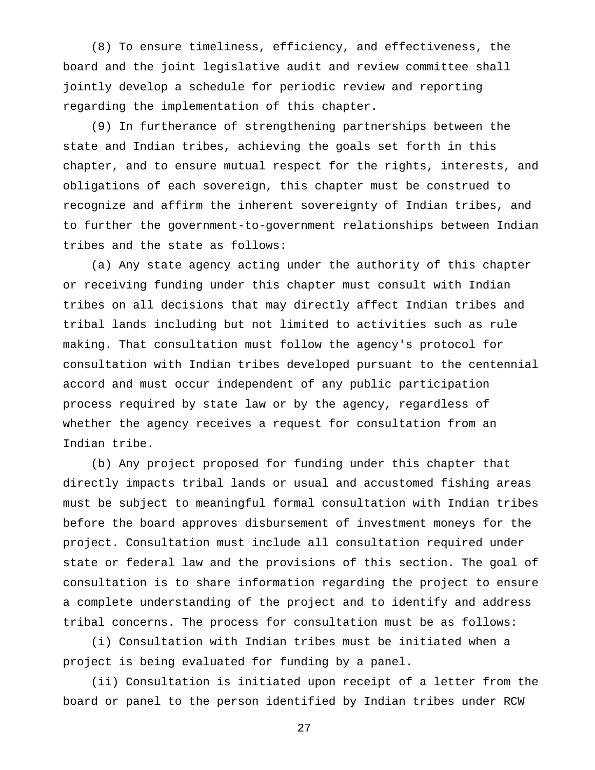(8) To ensure timeliness, efficiency, and effectiveness, the board and the joint legislative audit and review committee shall jointly develop a schedule for periodic review and reporting regarding the implementation of this chapter.

(9) In furtherance of strengthening partnerships between the state and Indian tribes, achieving the goals set forth in this chapter, and to ensure mutual respect for the rights, interests, and obligations of each sovereign, this chapter must be construed to recognize and affirm the inherent sovereignty of Indian tribes, and to further the government-to-government relationships between Indian tribes and the state as follows:

(a) Any state agency acting under the authority of this chapter or receiving funding under this chapter must consult with Indian tribes on all decisions that may directly affect Indian tribes and tribal lands including but not limited to activities such as rule making. That consultation must follow the agency's protocol for consultation with Indian tribes developed pursuant to the centennial accord and must occur independent of any public participation process required by state law or by the agency, regardless of whether the agency receives a request for consultation from an Indian tribe.

(b) Any project proposed for funding under this chapter that directly impacts tribal lands or usual and accustomed fishing areas must be subject to meaningful formal consultation with Indian tribes before the board approves disbursement of investment moneys for the project. Consultation must include all consultation required under state or federal law and the provisions of this section. The goal of consultation is to share information regarding the project to ensure a complete understanding of the project and to identify and address tribal concerns. The process for consultation must be as follows:

(i) Consultation with Indian tribes must be initiated when a project is being evaluated for funding by a panel.

(ii) Consultation is initiated upon receipt of a letter from the board or panel to the person identified by Indian tribes under RCW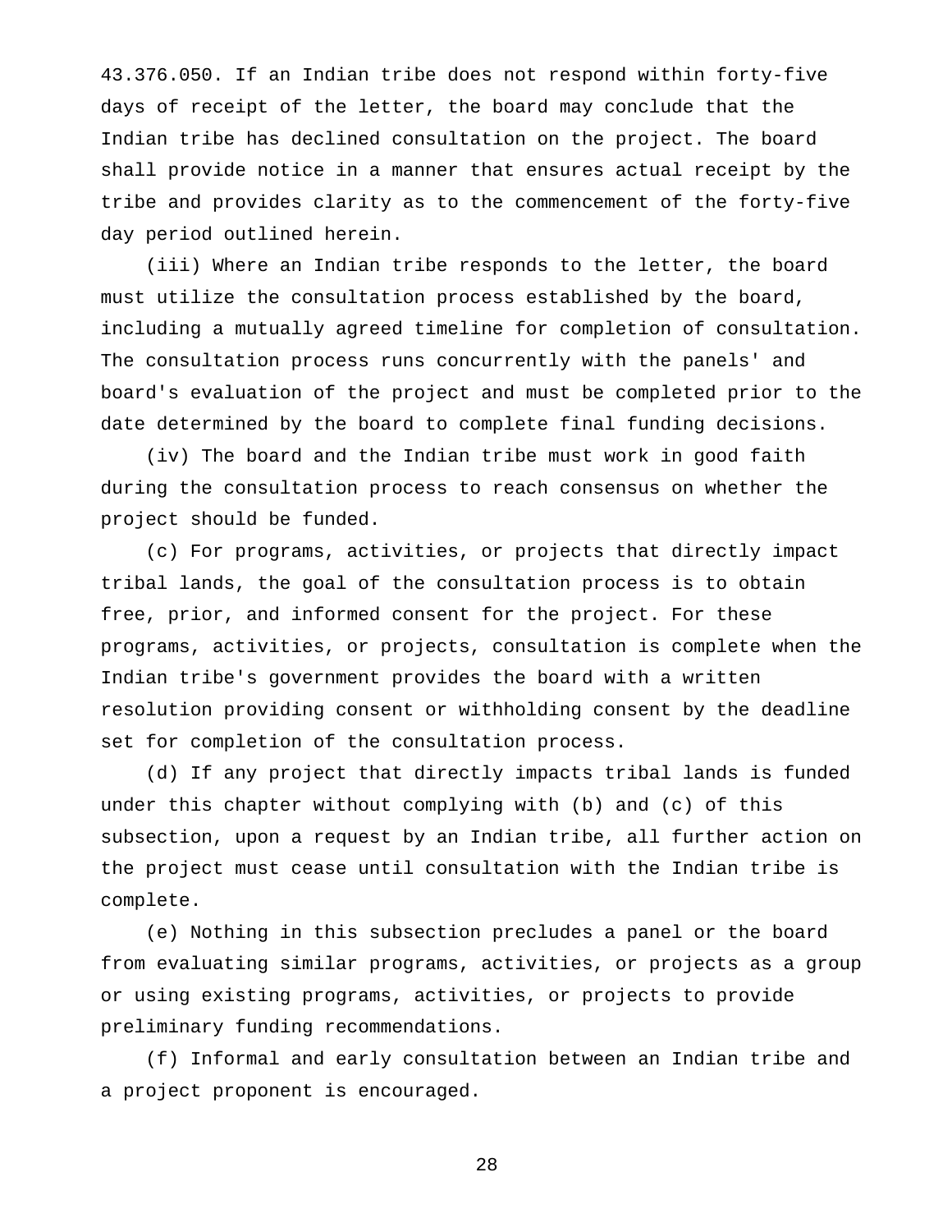43.376.050. If an Indian tribe does not respond within forty-five days of receipt of the letter, the board may conclude that the Indian tribe has declined consultation on the project. The board shall provide notice in a manner that ensures actual receipt by the tribe and provides clarity as to the commencement of the forty-five day period outlined herein.

(iii) Where an Indian tribe responds to the letter, the board must utilize the consultation process established by the board, including a mutually agreed timeline for completion of consultation. The consultation process runs concurrently with the panels' and board's evaluation of the project and must be completed prior to the date determined by the board to complete final funding decisions.

(iv) The board and the Indian tribe must work in good faith during the consultation process to reach consensus on whether the project should be funded.

(c) For programs, activities, or projects that directly impact tribal lands, the goal of the consultation process is to obtain free, prior, and informed consent for the project. For these programs, activities, or projects, consultation is complete when the Indian tribe's government provides the board with a written resolution providing consent or withholding consent by the deadline set for completion of the consultation process.

(d) If any project that directly impacts tribal lands is funded under this chapter without complying with (b) and (c) of this subsection, upon a request by an Indian tribe, all further action on the project must cease until consultation with the Indian tribe is complete.

(e) Nothing in this subsection precludes a panel or the board from evaluating similar programs, activities, or projects as a group or using existing programs, activities, or projects to provide preliminary funding recommendations.

(f) Informal and early consultation between an Indian tribe and a project proponent is encouraged.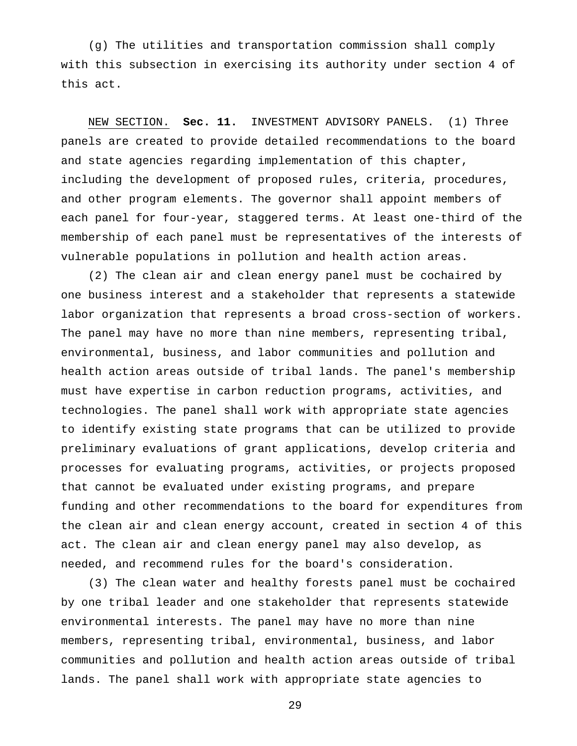(g) The utilities and transportation commission shall comply with this subsection in exercising its authority under section 4 of this act.

NEW SECTION. **Sec. 11.** INVESTMENT ADVISORY PANELS. (1) Three panels are created to provide detailed recommendations to the board and state agencies regarding implementation of this chapter, including the development of proposed rules, criteria, procedures, and other program elements. The governor shall appoint members of each panel for four-year, staggered terms. At least one-third of the membership of each panel must be representatives of the interests of vulnerable populations in pollution and health action areas.

(2) The clean air and clean energy panel must be cochaired by one business interest and a stakeholder that represents a statewide labor organization that represents a broad cross-section of workers. The panel may have no more than nine members, representing tribal, environmental, business, and labor communities and pollution and health action areas outside of tribal lands. The panel's membership must have expertise in carbon reduction programs, activities, and technologies. The panel shall work with appropriate state agencies to identify existing state programs that can be utilized to provide preliminary evaluations of grant applications, develop criteria and processes for evaluating programs, activities, or projects proposed that cannot be evaluated under existing programs, and prepare funding and other recommendations to the board for expenditures from the clean air and clean energy account, created in section 4 of this act. The clean air and clean energy panel may also develop, as needed, and recommend rules for the board's consideration.

(3) The clean water and healthy forests panel must be cochaired by one tribal leader and one stakeholder that represents statewide environmental interests. The panel may have no more than nine members, representing tribal, environmental, business, and labor communities and pollution and health action areas outside of tribal lands. The panel shall work with appropriate state agencies to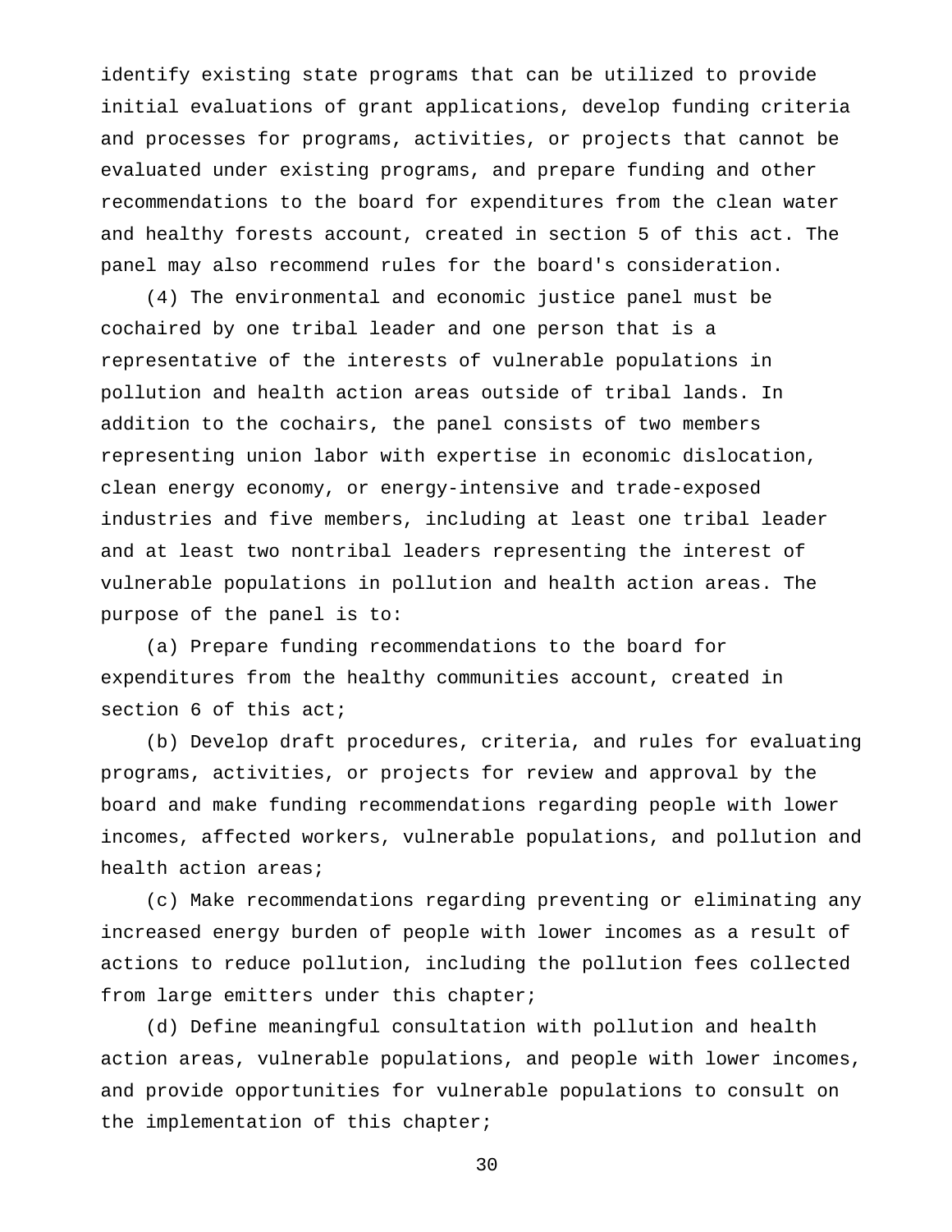identify existing state programs that can be utilized to provide initial evaluations of grant applications, develop funding criteria and processes for programs, activities, or projects that cannot be evaluated under existing programs, and prepare funding and other recommendations to the board for expenditures from the clean water and healthy forests account, created in section 5 of this act. The panel may also recommend rules for the board's consideration.

(4) The environmental and economic justice panel must be cochaired by one tribal leader and one person that is a representative of the interests of vulnerable populations in pollution and health action areas outside of tribal lands. In addition to the cochairs, the panel consists of two members representing union labor with expertise in economic dislocation, clean energy economy, or energy-intensive and trade-exposed industries and five members, including at least one tribal leader and at least two nontribal leaders representing the interest of vulnerable populations in pollution and health action areas. The purpose of the panel is to:

(a) Prepare funding recommendations to the board for expenditures from the healthy communities account, created in section 6 of this act;

(b) Develop draft procedures, criteria, and rules for evaluating programs, activities, or projects for review and approval by the board and make funding recommendations regarding people with lower incomes, affected workers, vulnerable populations, and pollution and health action areas;

(c) Make recommendations regarding preventing or eliminating any increased energy burden of people with lower incomes as a result of actions to reduce pollution, including the pollution fees collected from large emitters under this chapter;

(d) Define meaningful consultation with pollution and health action areas, vulnerable populations, and people with lower incomes, and provide opportunities for vulnerable populations to consult on the implementation of this chapter;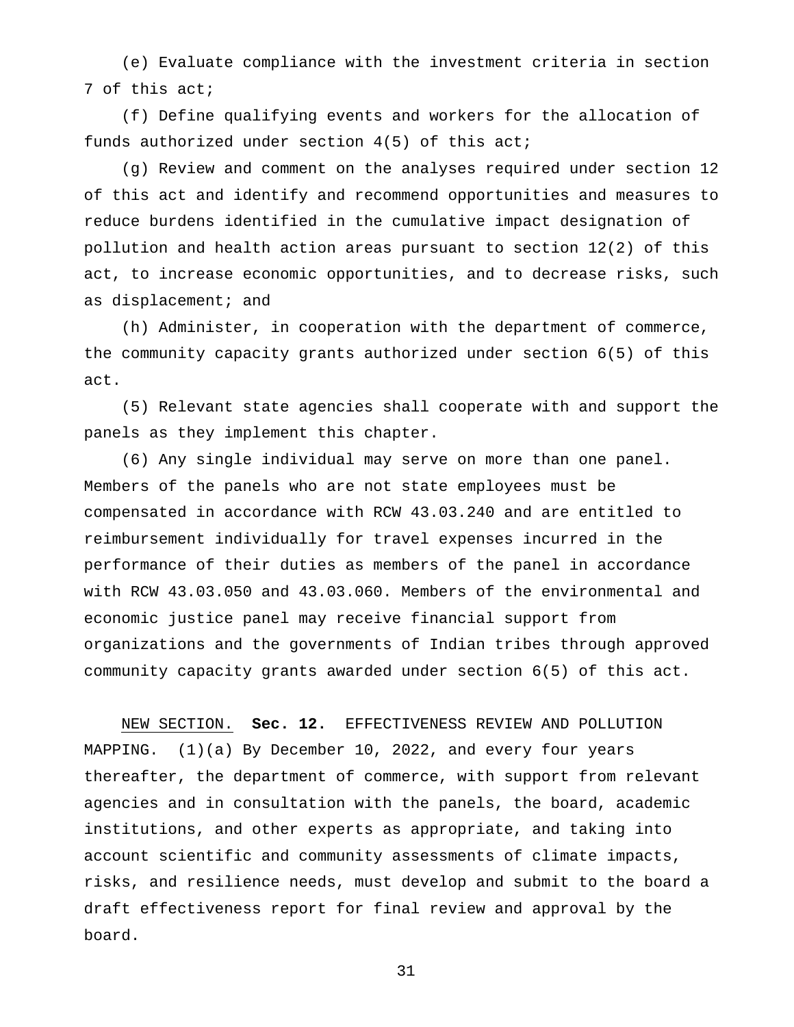(e) Evaluate compliance with the investment criteria in section 7 of this act;

(f) Define qualifying events and workers for the allocation of funds authorized under section 4(5) of this act;

(g) Review and comment on the analyses required under section 12 of this act and identify and recommend opportunities and measures to reduce burdens identified in the cumulative impact designation of pollution and health action areas pursuant to section 12(2) of this act, to increase economic opportunities, and to decrease risks, such as displacement; and

(h) Administer, in cooperation with the department of commerce, the community capacity grants authorized under section 6(5) of this act.

(5) Relevant state agencies shall cooperate with and support the panels as they implement this chapter.

(6) Any single individual may serve on more than one panel. Members of the panels who are not state employees must be compensated in accordance with RCW 43.03.240 and are entitled to reimbursement individually for travel expenses incurred in the performance of their duties as members of the panel in accordance with RCW 43.03.050 and 43.03.060. Members of the environmental and economic justice panel may receive financial support from organizations and the governments of Indian tribes through approved community capacity grants awarded under section 6(5) of this act.

NEW SECTION. **Sec. 12.** EFFECTIVENESS REVIEW AND POLLUTION MAPPING. (1)(a) By December 10, 2022, and every four years thereafter, the department of commerce, with support from relevant agencies and in consultation with the panels, the board, academic institutions, and other experts as appropriate, and taking into account scientific and community assessments of climate impacts, risks, and resilience needs, must develop and submit to the board a draft effectiveness report for final review and approval by the board.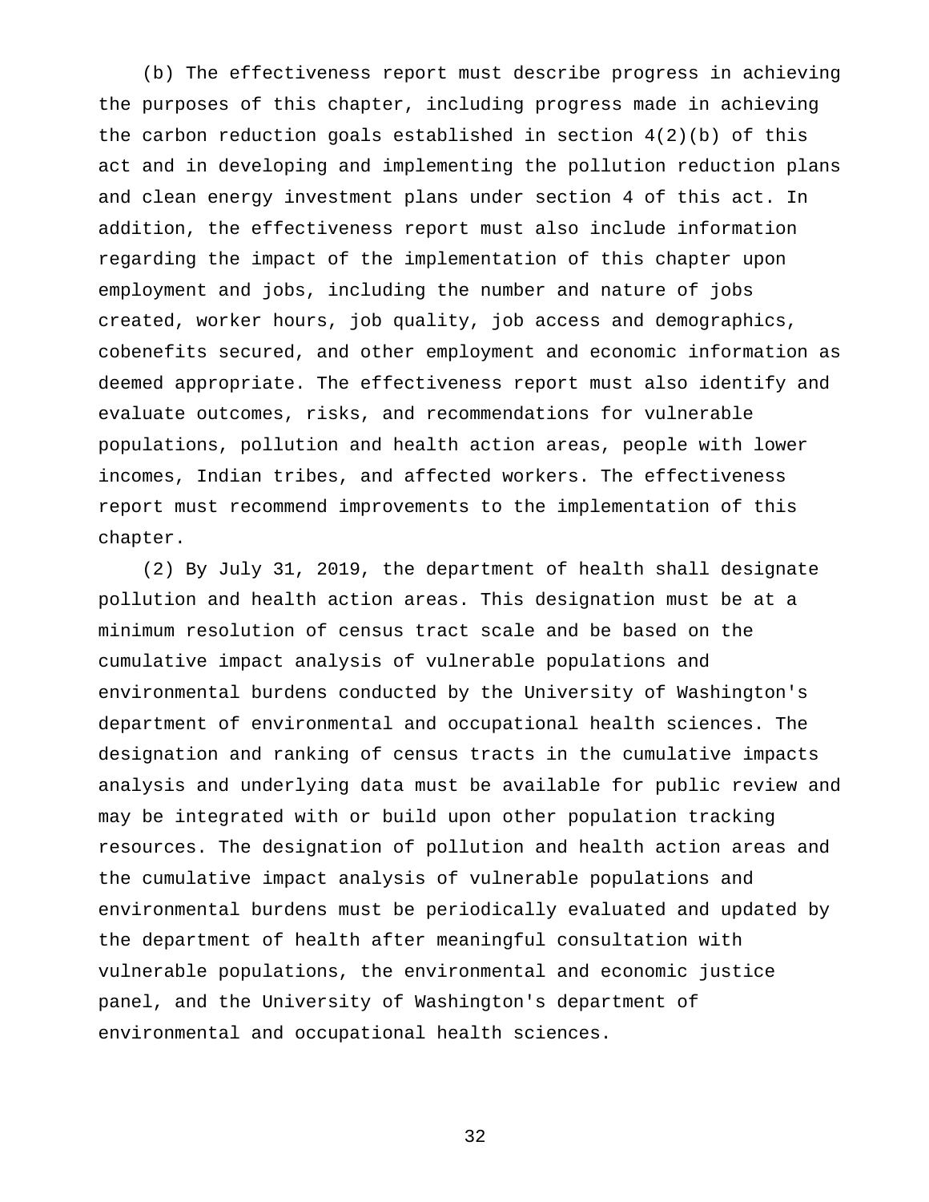(b) The effectiveness report must describe progress in achieving the purposes of this chapter, including progress made in achieving the carbon reduction goals established in section 4(2)(b) of this act and in developing and implementing the pollution reduction plans and clean energy investment plans under section 4 of this act. In addition, the effectiveness report must also include information regarding the impact of the implementation of this chapter upon employment and jobs, including the number and nature of jobs created, worker hours, job quality, job access and demographics, cobenefits secured, and other employment and economic information as deemed appropriate. The effectiveness report must also identify and evaluate outcomes, risks, and recommendations for vulnerable populations, pollution and health action areas, people with lower incomes, Indian tribes, and affected workers. The effectiveness report must recommend improvements to the implementation of this chapter.

(2) By July 31, 2019, the department of health shall designate pollution and health action areas. This designation must be at a minimum resolution of census tract scale and be based on the cumulative impact analysis of vulnerable populations and environmental burdens conducted by the University of Washington's department of environmental and occupational health sciences. The designation and ranking of census tracts in the cumulative impacts analysis and underlying data must be available for public review and may be integrated with or build upon other population tracking resources. The designation of pollution and health action areas and the cumulative impact analysis of vulnerable populations and environmental burdens must be periodically evaluated and updated by the department of health after meaningful consultation with vulnerable populations, the environmental and economic justice panel, and the University of Washington's department of environmental and occupational health sciences.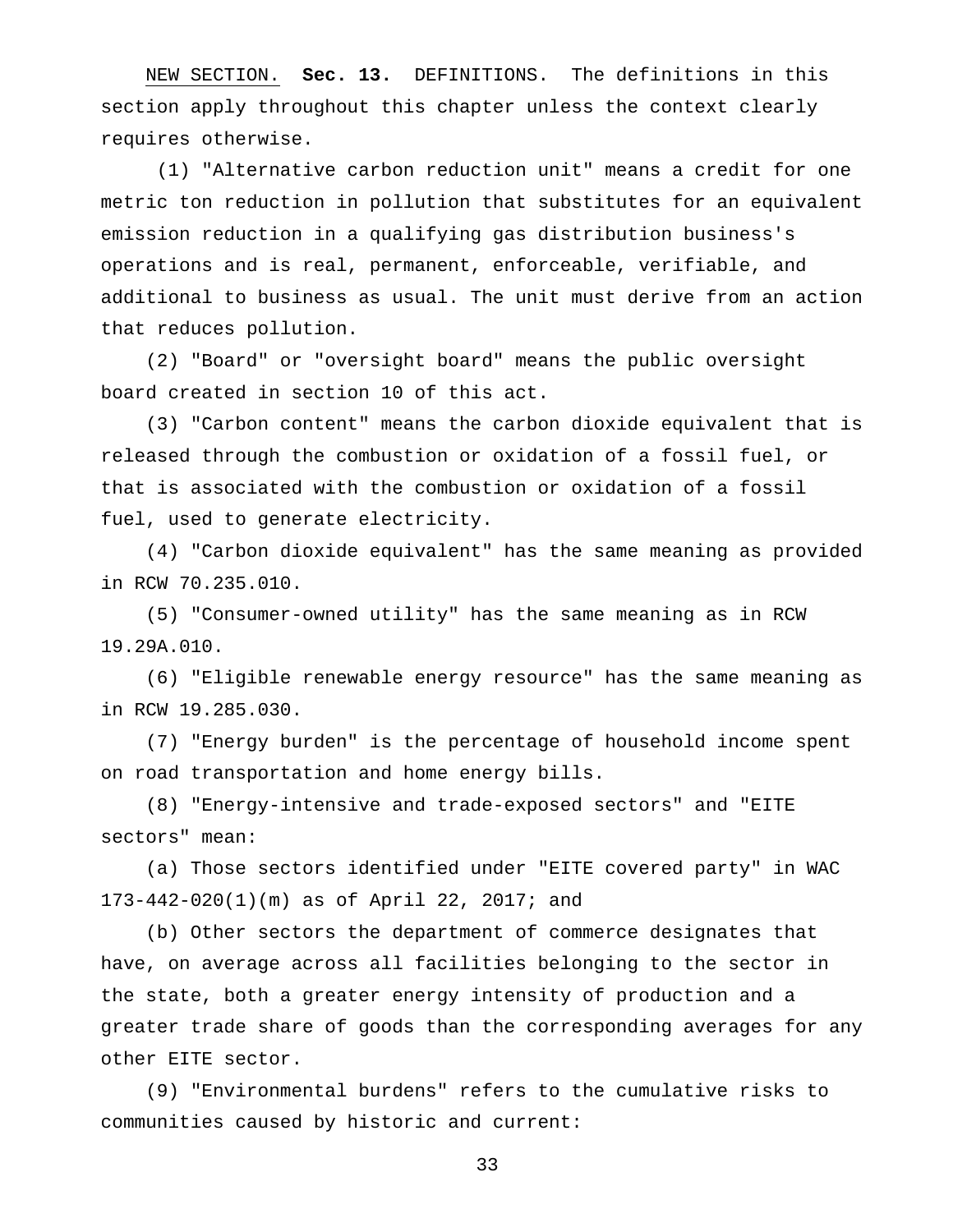NEW SECTION. **Sec. 13.** DEFINITIONS. The definitions in this section apply throughout this chapter unless the context clearly requires otherwise.

(1) "Alternative carbon reduction unit" means a credit for one metric ton reduction in pollution that substitutes for an equivalent emission reduction in a qualifying gas distribution business's operations and is real, permanent, enforceable, verifiable, and additional to business as usual. The unit must derive from an action that reduces pollution.

(2) "Board" or "oversight board" means the public oversight board created in section 10 of this act.

(3) "Carbon content" means the carbon dioxide equivalent that is released through the combustion or oxidation of a fossil fuel, or that is associated with the combustion or oxidation of a fossil fuel, used to generate electricity.

(4) "Carbon dioxide equivalent" has the same meaning as provided in RCW 70.235.010.

(5) "Consumer-owned utility" has the same meaning as in RCW 19.29A.010.

(6) "Eligible renewable energy resource" has the same meaning as in RCW 19.285.030.

(7) "Energy burden" is the percentage of household income spent on road transportation and home energy bills.

(8) "Energy-intensive and trade-exposed sectors" and "EITE sectors" mean:

(a) Those sectors identified under "EITE covered party" in WAC 173-442-020(1)(m) as of April 22, 2017; and

(b) Other sectors the department of commerce designates that have, on average across all facilities belonging to the sector in the state, both a greater energy intensity of production and a greater trade share of goods than the corresponding averages for any other EITE sector.

(9) "Environmental burdens" refers to the cumulative risks to communities caused by historic and current: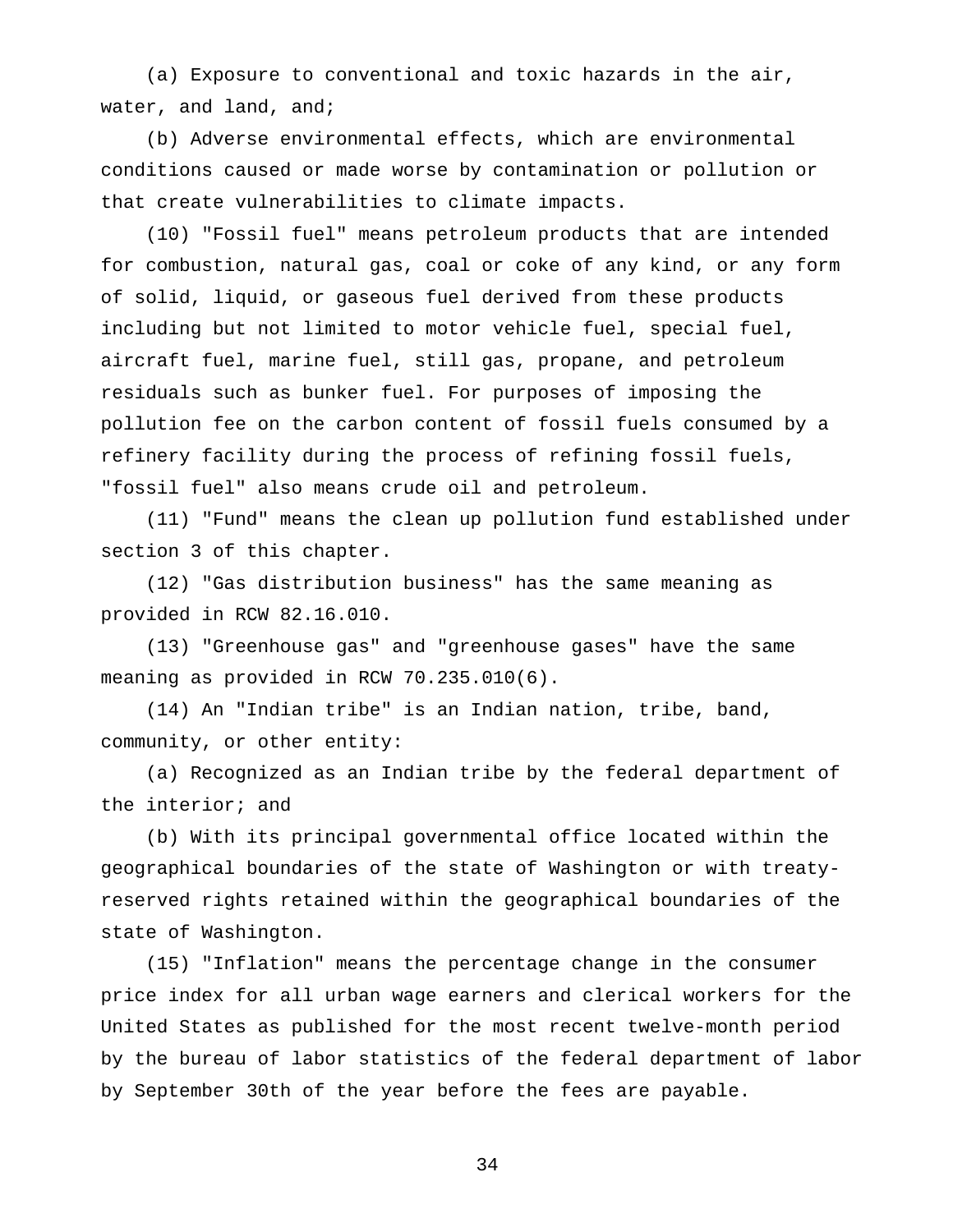(a) Exposure to conventional and toxic hazards in the air, water, and land, and;

(b) Adverse environmental effects, which are environmental conditions caused or made worse by contamination or pollution or that create vulnerabilities to climate impacts.

(10) "Fossil fuel" means petroleum products that are intended for combustion, natural gas, coal or coke of any kind, or any form of solid, liquid, or gaseous fuel derived from these products including but not limited to motor vehicle fuel, special fuel, aircraft fuel, marine fuel, still gas, propane, and petroleum residuals such as bunker fuel. For purposes of imposing the pollution fee on the carbon content of fossil fuels consumed by a refinery facility during the process of refining fossil fuels, "fossil fuel" also means crude oil and petroleum.

(11) "Fund" means the clean up pollution fund established under section 3 of this chapter.

(12) "Gas distribution business" has the same meaning as provided in RCW 82.16.010.

(13) "Greenhouse gas" and "greenhouse gases" have the same meaning as provided in RCW 70.235.010(6).

(14) An "Indian tribe" is an Indian nation, tribe, band, community, or other entity:

(a) Recognized as an Indian tribe by the federal department of the interior; and

(b) With its principal governmental office located within the geographical boundaries of the state of Washington or with treaty-reserved rights retained within the geographical boundaries of the state of Washington.

(15) "Inflation" means the percentage change in the consumer price index for all urban wage earners and clerical workers for the United States as published for the most recent twelve-month period by the bureau of labor statistics of the federal department of labor by September 30th of the year before the fees are payable.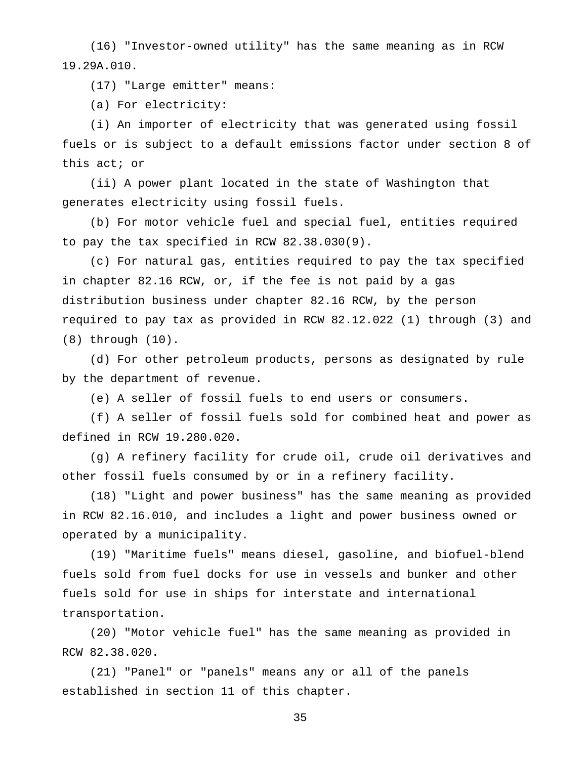(16) "Investor-owned utility" has the same meaning as in RCW 19.29A.010.

(17) "Large emitter" means:

(a) For electricity:

(i) An importer of electricity that was generated using fossil fuels or is subject to a default emissions factor under section 8 of this act; or

(ii) A power plant located in the state of Washington that generates electricity using fossil fuels.

(b) For motor vehicle fuel and special fuel, entities required to pay the tax specified in RCW 82.38.030(9).

(c) For natural gas, entities required to pay the tax specified in chapter 82.16 RCW, or, if the fee is not paid by a gas distribution business under chapter 82.16 RCW, by the person required to pay tax as provided in RCW 82.12.022 (1) through (3) and (8) through (10).

(d) For other petroleum products, persons as designated by rule by the department of revenue.

(e) A seller of fossil fuels to end users or consumers.

(f) A seller of fossil fuels sold for combined heat and power as defined in RCW 19.280.020.

(g) A refinery facility for crude oil, crude oil derivatives and other fossil fuels consumed by or in a refinery facility.

(18) "Light and power business" has the same meaning as provided in RCW 82.16.010, and includes a light and power business owned or operated by a municipality.

(19) "Maritime fuels" means diesel, gasoline, and biofuel-blend fuels sold from fuel docks for use in vessels and bunker and other fuels sold for use in ships for interstate and international transportation.

(20) "Motor vehicle fuel" has the same meaning as provided in RCW 82.38.020.

(21) "Panel" or "panels" means any or all of the panels established in section 11 of this chapter.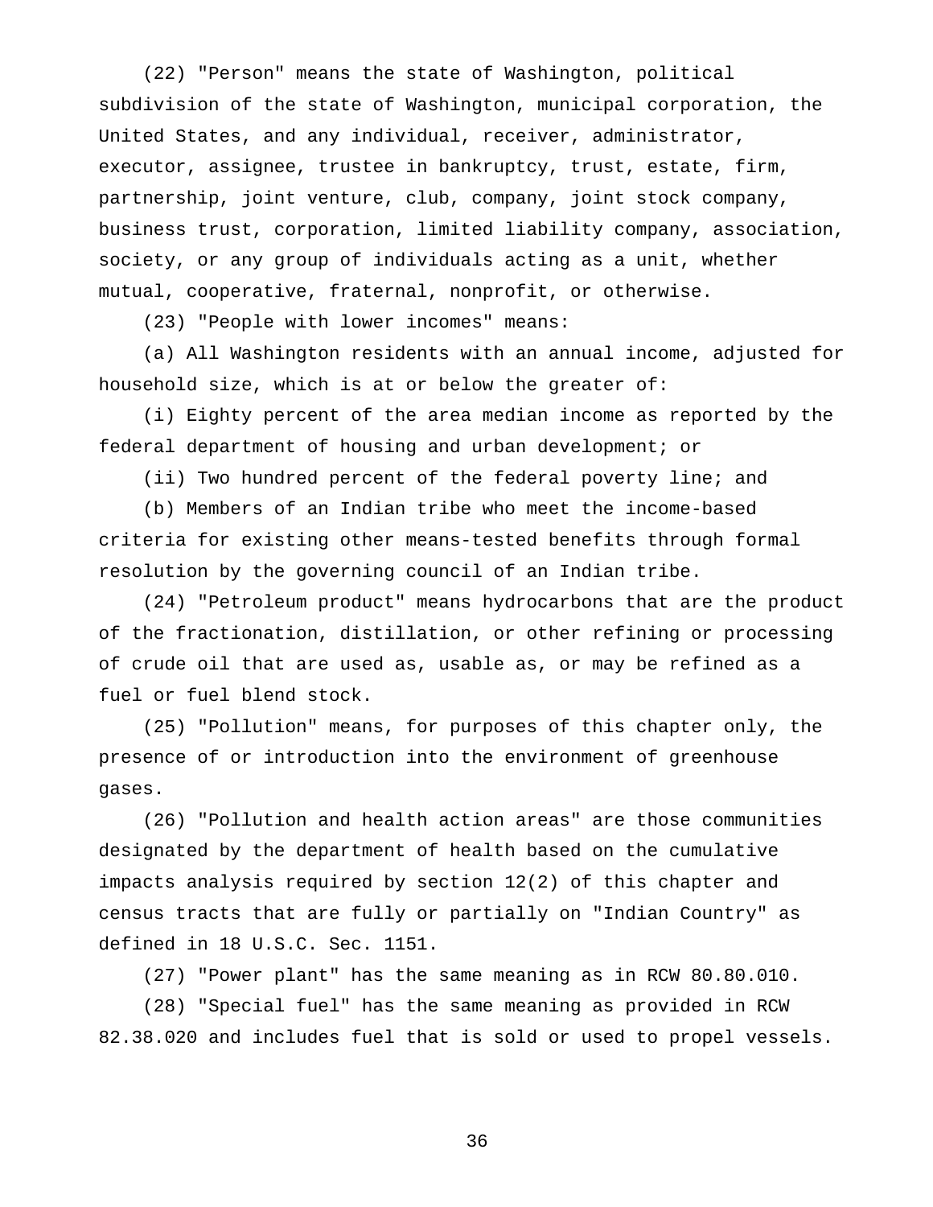(22) "Person" means the state of Washington, political subdivision of the state of Washington, municipal corporation, the United States, and any individual, receiver, administrator, executor, assignee, trustee in bankruptcy, trust, estate, firm, partnership, joint venture, club, company, joint stock company, business trust, corporation, limited liability company, association, society, or any group of individuals acting as a unit, whether mutual, cooperative, fraternal, nonprofit, or otherwise.

(23) "People with lower incomes" means:

(a) All Washington residents with an annual income, adjusted for household size, which is at or below the greater of:

(i) Eighty percent of the area median income as reported by the federal department of housing and urban development; or

(ii) Two hundred percent of the federal poverty line; and

(b) Members of an Indian tribe who meet the income-based criteria for existing other means-tested benefits through formal resolution by the governing council of an Indian tribe.

(24) "Petroleum product" means hydrocarbons that are the product of the fractionation, distillation, or other refining or processing of crude oil that are used as, usable as, or may be refined as a fuel or fuel blend stock.

(25) "Pollution" means, for purposes of this chapter only, the presence of or introduction into the environment of greenhouse gases.

(26) "Pollution and health action areas" are those communities designated by the department of health based on the cumulative impacts analysis required by section 12(2) of this chapter and census tracts that are fully or partially on "Indian Country" as defined in 18 U.S.C. Sec. 1151.

(27) "Power plant" has the same meaning as in RCW 80.80.010.

(28) "Special fuel" has the same meaning as provided in RCW 82.38.020 and includes fuel that is sold or used to propel vessels.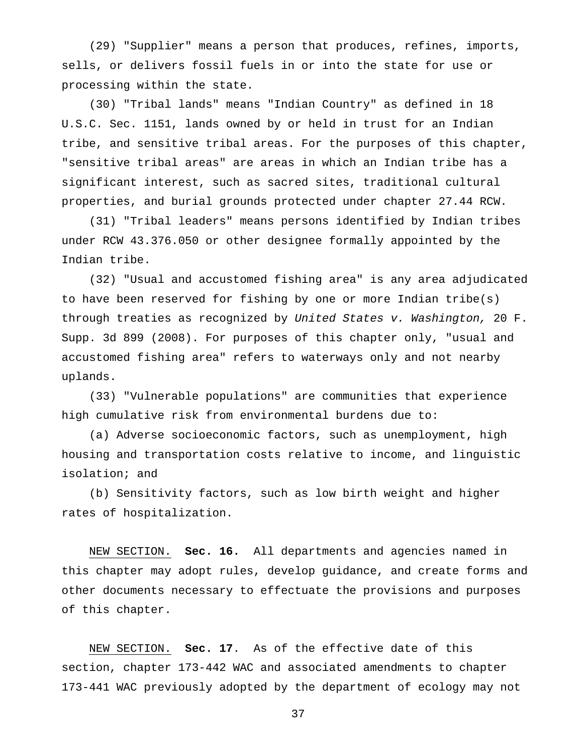(29) "Supplier" means a person that produces, refines, imports, sells, or delivers fossil fuels in or into the state for use or processing within the state.

(30) "Tribal lands" means "Indian Country" as defined in 18 U.S.C. Sec. 1151, lands owned by or held in trust for an Indian tribe, and sensitive tribal areas. For the purposes of this chapter, "sensitive tribal areas" are areas in which an Indian tribe has a significant interest, such as sacred sites, traditional cultural properties, and burial grounds protected under chapter 27.44 RCW.

(31) "Tribal leaders" means persons identified by Indian tribes under RCW 43.376.050 or other designee formally appointed by the Indian tribe.

(32) "Usual and accustomed fishing area" is any area adjudicated to have been reserved for fishing by one or more Indian tribe(s) through treaties as recognized by *United States v. Washington,* 20 F. Supp. 3d 899 (2008). For purposes of this chapter only, "usual and accustomed fishing area" refers to waterways only and not nearby uplands.

(33) "Vulnerable populations" are communities that experience high cumulative risk from environmental burdens due to:

(a) Adverse socioeconomic factors, such as unemployment, high housing and transportation costs relative to income, and linguistic isolation; and

(b) Sensitivity factors, such as low birth weight and higher rates of hospitalization.

NEW SECTION. **Sec. 16.** All departments and agencies named in this chapter may adopt rules, develop guidance, and create forms and other documents necessary to effectuate the provisions and purposes of this chapter.

NEW SECTION. **Sec. 17**. As of the effective date of this section, chapter 173-442 WAC and associated amendments to chapter 173-441 WAC previously adopted by the department of ecology may not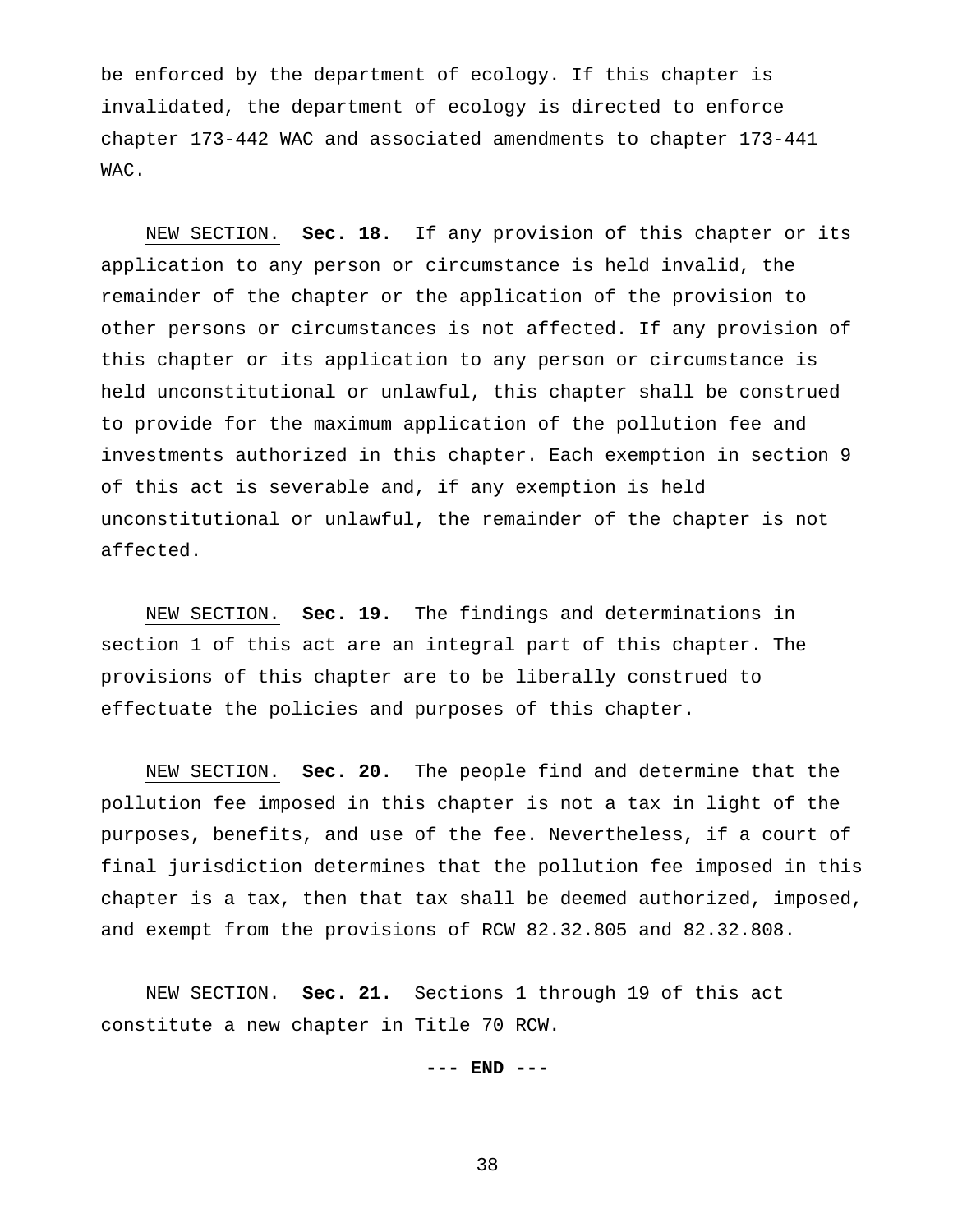be enforced by the department of ecology. If this chapter is invalidated, the department of ecology is directed to enforce chapter 173-442 WAC and associated amendments to chapter 173-441 WAC.

NEW SECTION. **Sec. 18.** If any provision of this chapter or its application to any person or circumstance is held invalid, the remainder of the chapter or the application of the provision to other persons or circumstances is not affected. If any provision of this chapter or its application to any person or circumstance is held unconstitutional or unlawful, this chapter shall be construed to provide for the maximum application of the pollution fee and investments authorized in this chapter. Each exemption in section 9 of this act is severable and, if any exemption is held unconstitutional or unlawful, the remainder of the chapter is not affected.

NEW SECTION. **Sec. 19.** The findings and determinations in section 1 of this act are an integral part of this chapter. The provisions of this chapter are to be liberally construed to effectuate the policies and purposes of this chapter.

NEW SECTION. **Sec. 20.** The people find and determine that the pollution fee imposed in this chapter is not a tax in light of the purposes, benefits, and use of the fee. Nevertheless, if a court of final jurisdiction determines that the pollution fee imposed in this chapter is a tax, then that tax shall be deemed authorized, imposed, and exempt from the provisions of RCW 82.32.805 and 82.32.808.

NEW SECTION. **Sec. 21.** Sections 1 through 19 of this act constitute a new chapter in Title 70 RCW.

**--- END ---**